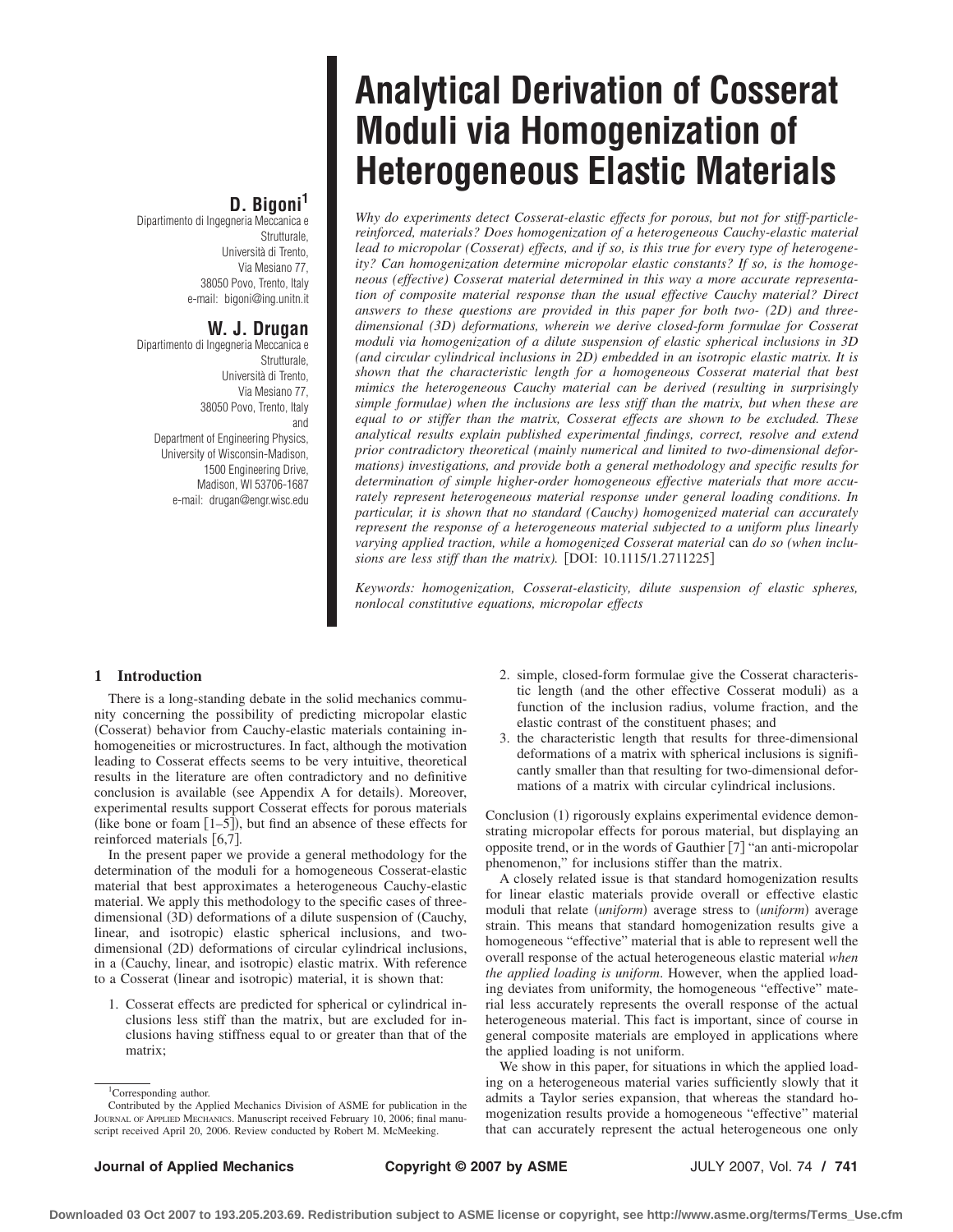# Analytical Derivation of Cosserat Moduli via Homogenization of Heterogeneous Elastic Materials

**D. Bigoni[1]**
Dipartimento di Ingegneria Meccanica e Strutturale,
Università di Trento,
Via Mesiano 77,
38050 Povo, Trento, Italy
e-mail: bigoni@ing.unitn.it

**W. J. Drugan**
Dipartimento di Ingegneria Meccanica e Strutturale,
Università di Trento,
Via Mesiano 77,
38050 Povo, Trento, Italy
and
Department of Engineering Physics,
University of Wisconsin-Madison,
1500 Engineering Drive,
Madison, WI 53706-1687
e-mail: drugan@engr.wisc.edu

*Why do experiments detect Cosserat-elastic effects for porous, but not for stiff-particle-reinforced, materials? Does homogenization of a heterogeneous Cauchy-elastic material lead to micropolar (Cosserat) effects, and if so, is this true for every type of heterogeneity? Can homogenization determine micropolar elastic constants? If so, is the homogeneous (effective) Cosserat material determined in this way a more accurate representation of composite material response than the usual effective Cauchy material? Direct answers to these questions are provided in this paper for both two- (2D) and three-dimensional (3D) deformations, wherein we derive closed-form formulae for Cosserat moduli via homogenization of a dilute suspension of elastic spherical inclusions in 3D (and circular cylindrical inclusions in 2D) embedded in an isotropic elastic matrix. It is shown that the characteristic length for a homogeneous Cosserat material that best mimics the heterogeneous Cauchy material can be derived (resulting in surprisingly simple formulae) when the inclusions are less stiff than the matrix, but when these are equal to or stiffer than the matrix, Cosserat effects are shown to be excluded. These analytical results explain published experimental findings, correct, resolve and extend prior contradictory theoretical (mainly numerical and limited to two-dimensional deformations) investigations, and provide both a general methodology and specific results for determination of simple higher-order homogeneous effective materials that more accurately represent heterogeneous material response under general loading conditions. In particular, it is shown that no standard (Cauchy) homogenized material can accurately represent the response of a heterogeneous material subjected to a uniform plus linearly varying applied traction, while a homogenized Cosserat material* can *do so (when inclusions are less stiff than the matrix).* [DOI: 10.1115/1.2711225]

*Keywords: homogenization, Cosserat-elasticity, dilute suspension of elastic spheres, nonlocal constitutive equations, micropolar effects*

## 1 Introduction

There is a long-standing debate in the solid mechanics community concerning the possibility of predicting micropolar elastic (Cosserat) behavior from Cauchy-elastic materials containing inhomogeneities or microstructures. In fact, although the motivation leading to Cosserat effects seems to be very intuitive, theoretical results in the literature are often contradictory and no definitive conclusion is available (see Appendix A for details). Moreover, experimental results support Cosserat effects for porous materials (like bone or foam [1–5]), but find an absence of these effects for reinforced materials [6,7].

In the present paper we provide a general methodology for the determination of the moduli for a homogeneous Cosserat-elastic material that best approximates a heterogeneous Cauchy-elastic material. We apply this methodology to the specific cases of three-dimensional (3D) deformations of a dilute suspension of (Cauchy, linear, and isotropic) elastic spherical inclusions, and two-dimensional (2D) deformations of circular cylindrical inclusions, in a (Cauchy, linear, and isotropic) elastic matrix. With reference to a Cosserat (linear and isotropic) material, it is shown that:

1. Cosserat effects are predicted for spherical or cylindrical inclusions less stiff than the matrix, but are excluded for inclusions having stiffness equal to or greater than that of the matrix;
2. simple, closed-form formulae give the Cosserat characteristic length (and the other effective Cosserat moduli) as a function of the inclusion radius, volume fraction, and the elastic contrast of the constituent phases; and
3. the characteristic length that results for three-dimensional deformations of a matrix with spherical inclusions is significantly smaller than that resulting for two-dimensional deformations of a matrix with circular cylindrical inclusions.

Conclusion (1) rigorously explains experimental evidence demonstrating micropolar effects for porous material, but displaying an opposite trend, or in the words of Gauthier [7] "an anti-micropolar phenomenon," for inclusions stiffer than the matrix.

A closely related issue is that standard homogenization results for linear elastic materials provide overall or effective elastic moduli that relate (*uniform*) average stress to (*uniform*) average strain. This means that standard homogenization results give a homogeneous "effective" material that is able to represent well the overall response of the actual heterogeneous elastic material *when the applied loading is uniform*. However, when the applied loading deviates from uniformity, the homogeneous "effective" material less accurately represents the overall response of the actual heterogeneous material. This fact is important, since of course in general composite materials are employed in applications where the applied loading is not uniform.

We show in this paper, for situations in which the applied loading on a heterogeneous material varies sufficiently slowly that it admits a Taylor series expansion, that whereas the standard homogenization results provide a homogeneous "effective" material that can accurately represent the actual heterogeneous one only

[1]Corresponding author.

Contributed by the Applied Mechanics Division of ASME for publication in the JOURNAL OF APPLIED MECHANICS. Manuscript received February 10, 2006; final manuscript received April 20, 2006. Review conducted by Robert M. McMeeking.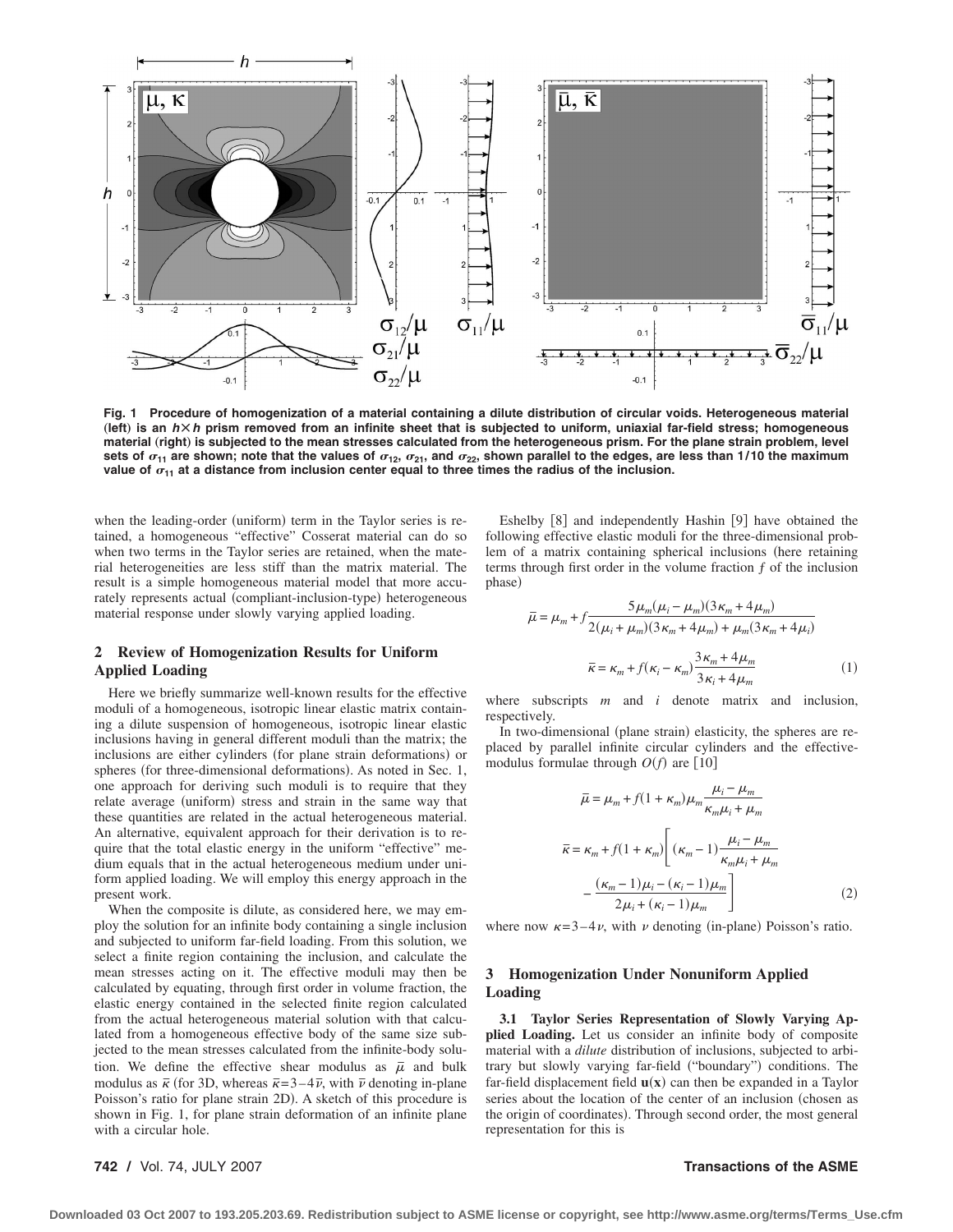h

$\mu$, $\kappa$

h

$\sigma_{12}/\mu$

$\sigma_{21}/\mu$

$\sigma_{22}/\mu$

$\sigma_{11}/\mu$

$\bar{\mu}$, $\bar{\kappa}$

$\bar{\sigma}_{11}/\mu$

$\bar{\sigma}_{22}/\mu$

**Fig. 1 Procedure of homogenization of a material containing a dilute distribution of circular voids. Heterogeneous material (left) is an $h \times h$ prism removed from an infinite sheet that is subjected to uniform, uniaxial far-field stress; homogeneous material (right) is subjected to the mean stresses calculated from the heterogeneous prism. For the plane strain problem, level sets of $\sigma_{11}$ are shown; note that the values of $\sigma_{12}$, $\sigma_{21}$, and $\sigma_{22}$, shown parallel to the edges, are less than 1/10 the maximum value of $\sigma_{11}$ at a distance from inclusion center equal to three times the radius of the inclusion.**

when the leading-order (uniform) term in the Taylor series is retained, a homogeneous "effective" Cosserat material can do so when two terms in the Taylor series are retained, when the material heterogeneities are less stiff than the matrix material. The result is a simple homogeneous material model that more accurately represents actual (compliant-inclusion-type) heterogeneous material response under slowly varying applied loading.

## 2 Review of Homogenization Results for Uniform Applied Loading

Here we briefly summarize well-known results for the effective moduli of a homogeneous, isotropic linear elastic matrix containing a dilute suspension of homogeneous, isotropic linear elastic inclusions having in general different moduli than the matrix; the inclusions are either cylinders (for plane strain deformations) or spheres (for three-dimensional deformations). As noted in Sec. 1, one approach for deriving such moduli is to require that they relate average (uniform) stress and strain in the same way that these quantities are related in the actual heterogeneous material. An alternative, equivalent approach for their derivation is to require that the total elastic energy in the uniform "effective" medium equals that in the actual heterogeneous medium under uniform applied loading. We will employ this energy approach in the present work.

When the composite is dilute, as considered here, we may employ the solution for an infinite body containing a single inclusion and subjected to uniform far-field loading. From this solution, we select a finite region containing the inclusion, and calculate the mean stresses acting on it. The effective moduli may then be calculated by equating, through first order in volume fraction, the elastic energy contained in the selected finite region calculated from the actual heterogeneous material solution with that calculated from a homogeneous effective body of the same size subjected to the mean stresses calculated from the infinite-body solution. We define the effective shear modulus as $\bar{\mu}$ and bulk modulus as $\bar{\kappa}$ (for 3D, whereas $\bar{\kappa}=3-4\bar{\nu}$, with $\bar{\nu}$ denoting in-plane Poisson's ratio for plane strain 2D). A sketch of this procedure is shown in Fig. 1, for plane strain deformation of an infinite plane with a circular hole.

Eshelby [8] and independently Hashin [9] have obtained the following effective elastic moduli for the three-dimensional problem of a matrix containing spherical inclusions (here retaining terms through first order in the volume fraction $f$ of the inclusion phase)

$$\bar{\mu} = \mu_m + f\frac{5\mu_m(\mu_i - \mu_m)(3\kappa_m + 4\mu_m)}{2(\mu_i + \mu_m)(3\kappa_m + 4\mu_m) + \mu_m(3\kappa_m + 4\mu_i)}$$

$$\bar{\kappa} = \kappa_m + f(\kappa_i - \kappa_m)\frac{3\kappa_m + 4\mu_m}{3\kappa_i + 4\mu_m} \qquad (1)$$

where subscripts $m$ and $i$ denote matrix and inclusion, respectively.

In two-dimensional (plane strain) elasticity, the spheres are replaced by parallel infinite circular cylinders and the effective-modulus formulae through $O(f)$ are [10]

$$\bar{\mu} = \mu_m + f(1+\kappa_m)\mu_m\frac{\mu_i - \mu_m}{\kappa_m\mu_i + \mu_m}$$

$$\bar{\kappa} = \kappa_m + f(1+\kappa_m)\left[(\kappa_m - 1)\frac{\mu_i - \mu_m}{\kappa_m\mu_i + \mu_m} - \frac{(\kappa_m - 1)\mu_i - (\kappa_i - 1)\mu_m}{2\mu_i + (\kappa_i - 1)\mu_m}\right] \qquad (2)$$

where now $\kappa = 3-4\nu$, with $\nu$ denoting (in-plane) Poisson's ratio.

## 3 Homogenization Under Nonuniform Applied Loading

### 3.1 Taylor Series Representation of Slowly Varying Applied Loading.

Let us consider an infinite body of composite material with a *dilute* distribution of inclusions, subjected to arbitrary but slowly varying far-field ("boundary") conditions. The far-field displacement field $\mathbf{u}(\mathbf{x})$ can then be expanded in a Taylor series about the location of the center of an inclusion (chosen as the origin of coordinates). Through second order, the most general representation for this is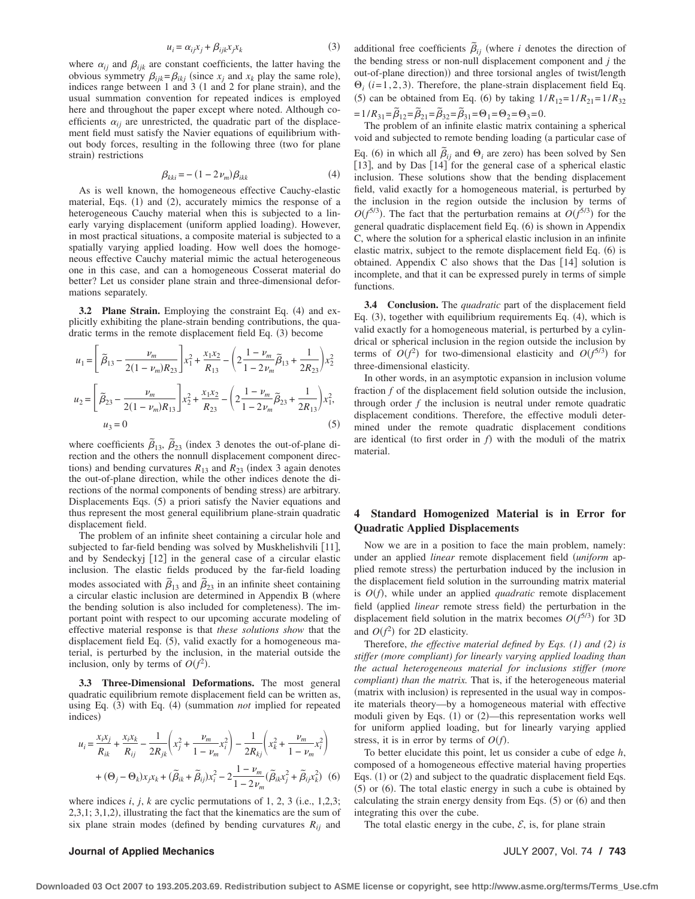$$u_i = \alpha_{ij}x_j + \beta_{ijk}x_j x_k \tag{3}$$

where $\alpha_{ij}$ and $\beta_{ijk}$ are constant coefficients, the latter having the obvious symmetry $\beta_{ijk}=\beta_{ikj}$ (since $x_j$ and $x_k$ play the same role), indices range between 1 and 3 (1 and 2 for plane strain), and the usual summation convention for repeated indices is employed here and throughout the paper except where noted. Although coefficients $\alpha_{ij}$ are unrestricted, the quadratic part of the displacement field must satisfy the Navier equations of equilibrium without body forces, resulting in the following three (two for plane strain) restrictions

$$\beta_{kki} = -(1-2\nu_m)\beta_{ikk} \tag{4}$$

As is well known, the homogeneous effective Cauchy-elastic material, Eqs. (1) and (2), accurately mimics the response of a heterogeneous Cauchy material when this is subjected to a linearly varying displacement (uniform applied loading). However, in most practical situations, a composite material is subjected to a spatially varying applied loading. How well does the homogeneous effective Cauchy material mimic the actual heterogeneous one in this case, and can a homogeneous Cosserat material do better? Let us consider plane strain and three-dimensional deformations separately.

**3.2 Plane Strain.** Employing the constraint Eq. (4) and explicitly exhibiting the plane-strain bending contributions, the quadratic terms in the remote displacement field Eq. (3) become

$$u_1 = \left[\tilde{\beta}_{13} - \frac{\nu_m}{2(1-\nu_m)R_{23}}\right]x_1^2 + \frac{x_1x_2}{R_{13}} - \left(2\frac{1-\nu_m}{1-2\nu_m}\tilde{\beta}_{13} + \frac{1}{2R_{23}}\right)x_2^2$$

$$u_2 = \left[\tilde{\beta}_{23} - \frac{\nu_m}{2(1-\nu_m)R_{13}}\right]x_2^2 + \frac{x_1x_2}{R_{23}} - \left(2\frac{1-\nu_m}{1-2\nu_m}\tilde{\beta}_{23} + \frac{1}{2R_{13}}\right)x_1^2,$$

$$u_3 = 0 \tag{5}$$

where coefficients $\tilde{\beta}_{13}$, $\tilde{\beta}_{23}$ (index 3 denotes the out-of-plane direction and the others the nonnull displacement component directions) and bending curvatures $R_{13}$ and $R_{23}$ (index 3 again denotes the out-of-plane direction, while the other indices denote the directions of the normal components of bending stress) are arbitrary. Displacements Eqs. (5) a priori satisfy the Navier equations and thus represent the most general equilibrium plane-strain quadratic displacement field.

The problem of an infinite sheet containing a circular hole and subjected to far-field bending was solved by Muskhelishvili [11], and by Sendeckyj [12] in the general case of a circular elastic inclusion. The elastic fields produced by the far-field loading modes associated with $\tilde{\beta}_{13}$ and $\tilde{\beta}_{23}$ in an infinite sheet containing a circular elastic inclusion are determined in Appendix B (where the bending solution is also included for completeness). The important point with respect to our upcoming accurate modeling of effective material response is that *these solutions show* that the displacement field Eq. (5), valid exactly for a homogeneous material, is perturbed by the inclusion, in the material outside the inclusion, only by terms of $O(f^2)$.

**3.3 Three-Dimensional Deformations.** The most general quadratic equilibrium remote displacement field can be written as, using Eq. (3) with Eq. (4) (summation *not* implied for repeated indices)

$$u_i = \frac{x_i x_j}{R_{ik}} + \frac{x_i x_k}{R_{ij}} - \frac{1}{2R_{jk}}\left(x_j^2 + \frac{\nu_m}{1-\nu_m}x_i^2\right) - \frac{1}{2R_{kj}}\left(x_k^2 + \frac{\nu_m}{1-\nu_m}x_i^2\right)$$

$$+ (\Theta_j - \Theta_k)x_j x_k + (\tilde{\beta}_{ik} + \tilde{\beta}_{ij})x_i^2 - 2\frac{1-\nu_m}{1-2\nu_m}(\tilde{\beta}_{ik}x_j^2 + \tilde{\beta}_{ij}x_k^2) \tag{6}$$

where indices $i$, $j$, $k$ are cyclic permutations of 1, 2, 3 (i.e., 1,2,3; 2,3,1; 3,1,2), illustrating the fact that the kinematics are the sum of six plane strain modes (defined by bending curvatures $R_{ij}$ and additional free coefficients $\tilde{\beta}_{ij}$ (where $i$ denotes the direction of the bending stress or non-null displacement component and $j$ the out-of-plane direction)) and three torsional angles of twist/length $\Theta_i$ $(i=1,2,3)$. Therefore, the plane-strain displacement field Eq. (5) can be obtained from Eq. (6) by taking $1/R_{12}=1/R_{21}=1/R_{32}=1/R_{31}=\tilde{\beta}_{12}=\tilde{\beta}_{21}=\tilde{\beta}_{32}=\tilde{\beta}_{31}=\Theta_1=\Theta_2=\Theta_3=0$.

The problem of an infinite elastic matrix containing a spherical void and subjected to remote bending loading (a particular case of Eq. (6) in which all $\tilde{\beta}_{ij}$ and $\Theta_i$ are zero) has been solved by Sen [13], and by Das [14] for the general case of a spherical elastic inclusion. These solutions show that the bending displacement field, valid exactly for a homogeneous material, is perturbed by the inclusion in the region outside the inclusion by terms of $O(f^{5/3})$. The fact that the perturbation remains at $O(f^{5/3})$ for the general quadratic displacement field Eq. (6) is shown in Appendix C, where the solution for a spherical elastic inclusion in an infinite elastic matrix, subject to the remote displacement field Eq. (6) is obtained. Appendix C also shows that the Das [14] solution is incomplete, and that it can be expressed purely in terms of simple functions.

**3.4 Conclusion.** The *quadratic* part of the displacement field Eq. (3), together with equilibrium requirements Eq. (4), which is valid exactly for a homogeneous material, is perturbed by a cylindrical or spherical inclusion in the region outside the inclusion by terms of $O(f^2)$ for two-dimensional elasticity and $O(f^{5/3})$ for three-dimensional elasticity.

In other words, in an asymptotic expansion in inclusion volume fraction $f$ of the displacement field solution outside the inclusion, through order $f$ the inclusion is neutral under remote quadratic displacement conditions. Therefore, the effective moduli determined under the remote quadratic displacement conditions are identical (to first order in $f$) with the moduli of the matrix material.

## 4 Standard Homogenized Material is in Error for Quadratic Applied Displacements

Now we are in a position to face the main problem, namely: under an applied *linear* remote displacement field (*uniform* applied remote stress) the perturbation induced by the inclusion in the displacement field solution in the surrounding matrix material is $O(f)$, while under an applied *quadratic* remote displacement field (applied *linear* remote stress field) the perturbation in the displacement field solution in the matrix becomes $O(f^{5/3})$ for 3D and $O(f^2)$ for 2D elasticity.

Therefore, *the effective material defined by Eqs. (1) and (2) is stiffer (more compliant) for linearly varying applied loading than the actual heterogeneous material for inclusions stiffer (more compliant) than the matrix.* That is, if the heterogeneous material (matrix with inclusion) is represented in the usual way in composite materials theory—by a homogeneous material with effective moduli given by Eqs. (1) or (2)—this representation works well for uniform applied loading, but for linearly varying applied stress, it is in error by terms of $O(f)$.

To better elucidate this point, let us consider a cube of edge $h$, composed of a homogeneous effective material having properties Eqs. (1) or (2) and subject to the quadratic displacement field Eqs. (5) or (6). The total elastic energy in such a cube is obtained by calculating the strain energy density from Eqs. (5) or (6) and then integrating this over the cube.

The total elastic energy in the cube, $\mathcal{E}$, is, for plane strain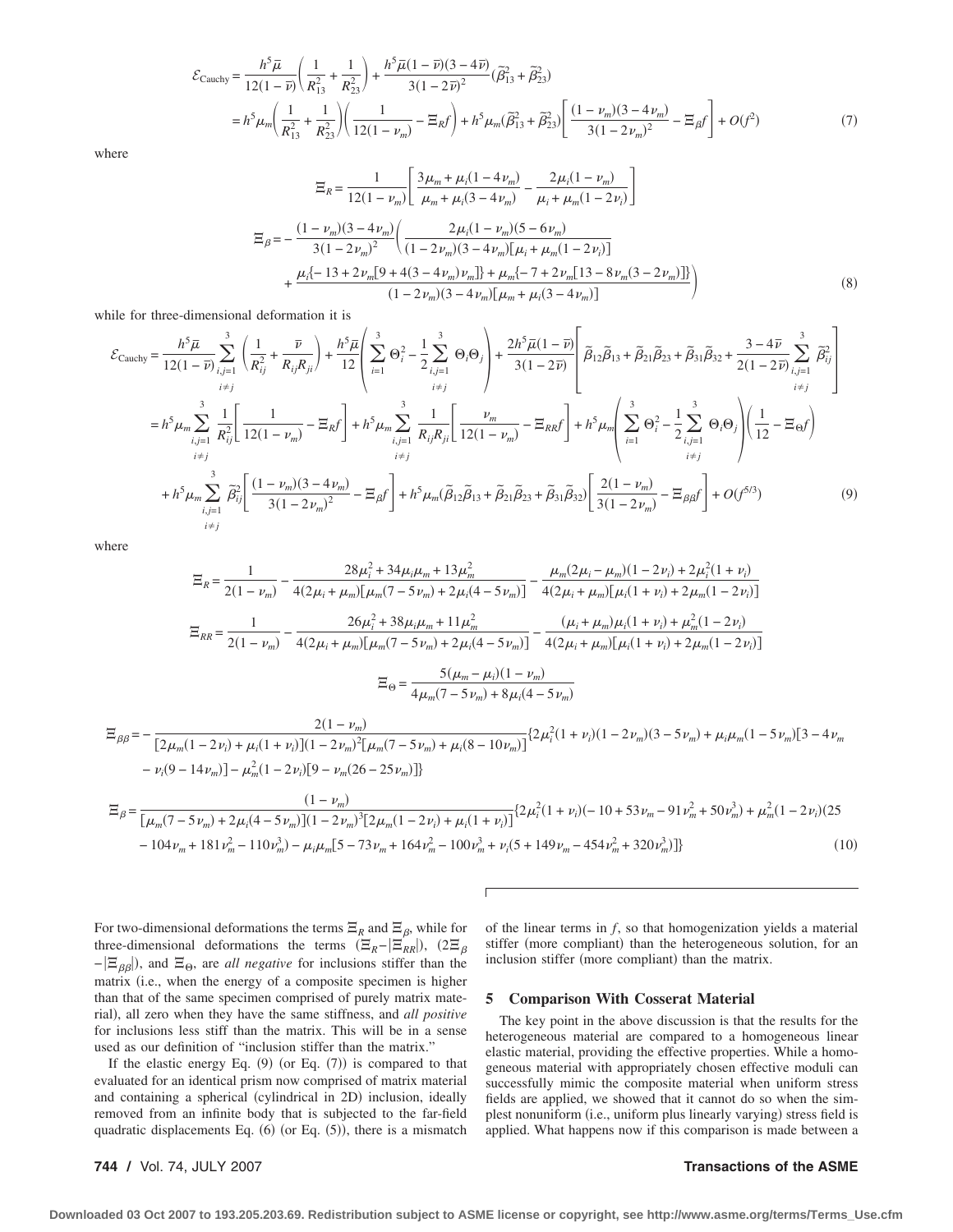$$\mathcal{E}_{\text{Cauchy}} = \frac{h^5\bar{\mu}}{12(1-\bar{\nu})}\left(\frac{1}{R_{13}^2}+\frac{1}{R_{23}^2}\right) + \frac{h^5\bar{\mu}(1-\bar{\nu})(3-4\bar{\nu})}{3(1-2\bar{\nu})^2}(\tilde{\beta}_{13}^2+\tilde{\beta}_{23}^2)$$
$$= h^5\mu_m\left(\frac{1}{R_{13}^2}+\frac{1}{R_{23}^2}\right)\left(\frac{1}{12(1-\nu_m)}-\Xi_R f\right) + h^5\mu_m(\tilde{\beta}_{13}^2+\tilde{\beta}_{23}^2)\left[\frac{(1-\nu_m)(3-4\nu_m)}{3(1-2\nu_m)^2}-\Xi_\beta f\right] + O(f^2) \quad (7)$$

where

$$\Xi_R = \frac{1}{12(1-\nu_m)}\left[\frac{3\mu_m+\mu_i(1-4\nu_m)}{\mu_m+\mu_i(3-4\nu_m)} - \frac{2\mu_i(1-\nu_m)}{\mu_i+\mu_m(1-2\nu_i)}\right]$$

$$\Xi_\beta = -\frac{(1-\nu_m)(3-4\nu_m)}{3(1-2\nu_m)^2}\left(\frac{2\mu_i(1-\nu_m)(5-6\nu_m)}{(1-2\nu_m)(3-4\nu_m)[\mu_i+\mu_m(1-2\nu_i)]} + \frac{\mu_i\{-13+2\nu_m[9+4(3-4\nu_m)\nu_m]\}+\mu_m\{-7+2\nu_m[13-8\nu_m(3-2\nu_m)]\}}{(1-2\nu_m)(3-4\nu_m)[\mu_m+\mu_i(3-4\nu_m)]}\right) \quad (8)$$

while for three-dimensional deformation it is

$$\mathcal{E}_{\text{Cauchy}} = \frac{h^5\bar{\mu}}{12(1-\bar{\nu})}\sum_{\substack{i,j=1\\ i\neq j}}^{3}\left(\frac{1}{R_{ij}^2}+\frac{\bar{\nu}}{R_{ij}R_{ji}}\right) + \frac{h^5\bar{\mu}}{12}\left(\sum_{i=1}^{3}\Theta_i^2 - \frac{1}{2}\sum_{\substack{i,j=1\\ i\neq j}}^{3}\Theta_i\Theta_j\right) + \frac{2h^5\bar{\mu}(1-\bar{\nu})}{3(1-2\bar{\nu})}\left[\tilde{\beta}_{12}\tilde{\beta}_{13}+\tilde{\beta}_{21}\tilde{\beta}_{23}+\tilde{\beta}_{31}\tilde{\beta}_{32}+\frac{3-4\bar{\nu}}{2(1-2\bar{\nu})}\sum_{\substack{i,j=1\\ i\neq j}}^{3}\tilde{\beta}_{ij}^2\right]$$
$$= h^5\mu_m\sum_{\substack{i,j=1\\ i\neq j}}^{3}\frac{1}{R_{ij}^2}\left[\frac{1}{12(1-\nu_m)}-\Xi_R f\right] + h^5\mu_m\sum_{\substack{i,j=1\\ i\neq j}}^{3}\frac{1}{R_{ij}R_{ji}}\left[\frac{\nu_m}{12(1-\nu_m)}-\Xi_{RR}f\right] + h^5\mu_m\left(\sum_{i=1}^{3}\Theta_i^2-\frac{1}{2}\sum_{\substack{i,j=1\\ i\neq j}}^{3}\Theta_i\Theta_j\right)\left(\frac{1}{12}-\Xi_\Theta f\right)$$
$$+ h^5\mu_m\sum_{\substack{i,j=1\\ i\neq j}}^{3}\tilde{\beta}_{ij}^2\left[\frac{(1-\nu_m)(3-4\nu_m)}{3(1-2\nu_m)^2}-\Xi_\beta f\right] + h^5\mu_m(\tilde{\beta}_{12}\tilde{\beta}_{13}+\tilde{\beta}_{21}\tilde{\beta}_{23}+\tilde{\beta}_{31}\tilde{\beta}_{32})\left[\frac{2(1-\nu_m)}{3(1-2\nu_m)}-\Xi_{\beta\beta}f\right] + O(f^{5/3}) \quad (9)$$

where

$$\Xi_R = \frac{1}{2(1-\nu_m)} - \frac{28\mu_i^2+34\mu_i\mu_m+13\mu_m^2}{4(2\mu_i+\mu_m)[\mu_m(7-5\nu_m)+2\mu_i(4-5\nu_m)]} - \frac{\mu_m(2\mu_i-\mu_m)(1-2\nu_i)+2\mu_i^2(1+\nu_i)}{4(2\mu_i+\mu_m)[\mu_i(1+\nu_i)+2\mu_m(1-2\nu_i)]}$$

$$\Xi_{RR} = \frac{1}{2(1-\nu_m)} - \frac{26\mu_i^2+38\mu_i\mu_m+11\mu_m^2}{4(2\mu_i+\mu_m)[\mu_m(7-5\nu_m)+2\mu_i(4-5\nu_m)]} - \frac{(\mu_i+\mu_m)\mu_i(1+\nu_i)+\mu_m^2(1-2\nu_i)}{4(2\mu_i+\mu_m)[\mu_i(1+\nu_i)+2\mu_m(1-2\nu_i)]}$$

$$\Xi_\Theta = \frac{5(\mu_m-\mu_i)(1-\nu_m)}{4\mu_m(7-5\nu_m)+8\mu_i(4-5\nu_m)}$$

$$\Xi_{\beta\beta} = -\frac{2(1-\nu_m)}{[2\mu_m(1-2\nu_i)+\mu_i(1+\nu_i)](1-2\nu_m)^2[\mu_m(7-5\nu_m)+\mu_i(8-10\nu_m)]}\{2\mu_i^2(1+\nu_i)(1-2\nu_m)(3-5\nu_m)+\mu_i\mu_m(1-5\nu_m)[3-4\nu_m - \nu_i(9-14\nu_m)] - \mu_m^2(1-2\nu_i)[9-\nu_m(26-25\nu_m)]\}$$

$$\Xi_\beta = \frac{(1-\nu_m)}{[\mu_m(7-5\nu_m)+2\mu_i(4-5\nu_m)](1-2\nu_m)^3[2\mu_m(1-2\nu_i)+\mu_i(1+\nu_i)]}\{2\mu_i^2(1+\nu_i)(-10+53\nu_m-91\nu_m^2+50\nu_m^3)+\mu_m^2(1-2\nu_i)(25 - 104\nu_m+181\nu_m^2-110\nu_m^3) - \mu_i\mu_m[5-73\nu_m+164\nu_m^2-100\nu_m^3+\nu_i(5+149\nu_m-454\nu_m^2+320\nu_m^3)]\} \quad (10)$$

For two-dimensional deformations the terms $\Xi_R$ and $\Xi_\beta$, while for three-dimensional deformations the terms $(\Xi_R - |\Xi_{RR}|)$, $(2\Xi_\beta - |\Xi_{\beta\beta}|)$, and $\Xi_\Theta$, are *all negative* for inclusions stiffer than the matrix (i.e., when the energy of a composite specimen is higher than that of the same specimen comprised of purely matrix material), all zero when they have the same stiffness, and *all positive* for inclusions less stiff than the matrix. This will be in a sense used as our definition of "inclusion stiffer than the matrix."

If the elastic energy Eq. (9) (or Eq. (7)) is compared to that evaluated for an identical prism now comprised of matrix material and containing a spherical (cylindrical in 2D) inclusion, ideally removed from an infinite body that is subjected to the far-field quadratic displacements Eq. (6) (or Eq. (5)), there is a mismatch of the linear terms in $f$, so that homogenization yields a material stiffer (more compliant) than the heterogeneous solution, for an inclusion stiffer (more compliant) than the matrix.

## 5 Comparison With Cosserat Material

The key point in the above discussion is that the results for the heterogeneous material are compared to a homogeneous linear elastic material, providing the effective properties. While a homogeneous material with appropriately chosen effective moduli can successfully mimic the composite material when uniform stress fields are applied, we showed that it cannot do so when the simplest nonuniform (i.e., uniform plus linearly varying) stress field is applied. What happens now if this comparison is made between a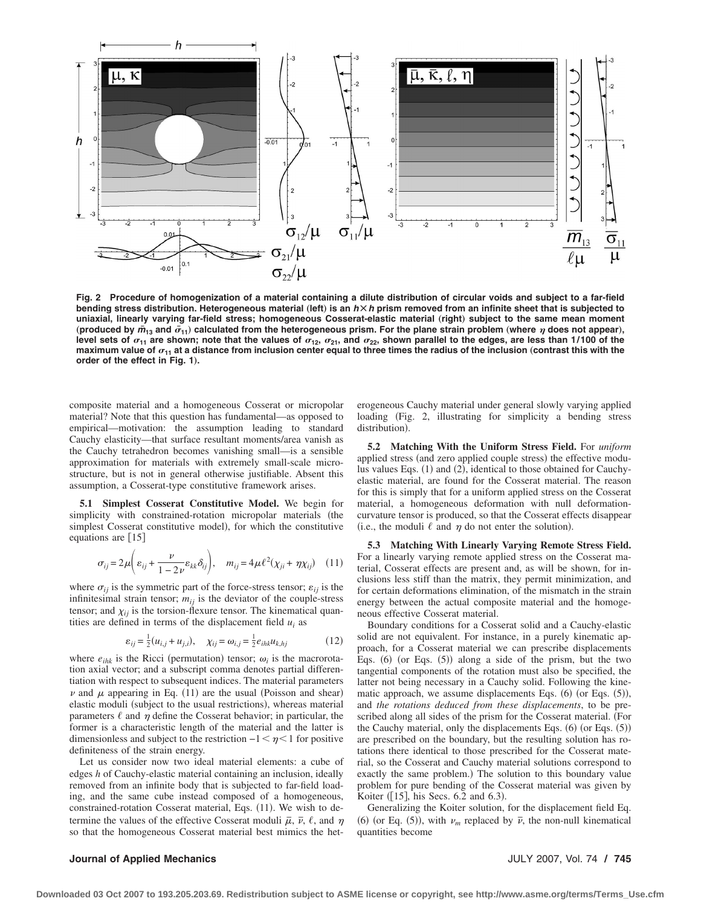Fig. 2 Procedure of homogenization of a material containing a dilute distribution of circular voids and subject to a far-field bending stress distribution. Heterogeneous material (left) is an $h \times h$ prism removed from an infinite sheet that is subjected to uniaxial, linearly varying far-field stress; homogeneous Cosserat-elastic material (right) subject to the same mean moment (produced by $\bar{m}_{13}$ and $\bar{\sigma}_{11}$) calculated from the heterogeneous prism. For the plane strain problem (where $\eta$ does not appear), level sets of $\sigma_{11}$ are shown; note that the values of $\sigma_{12}$, $\sigma_{21}$, and $\sigma_{22}$, shown parallel to the edges, are less than 1/100 of the maximum value of $\sigma_{11}$ at a distance from inclusion center equal to three times the radius of the inclusion (contrast this with the order of the effect in Fig. 1).

composite material and a homogeneous Cosserat or micropolar material? Note that this question has fundamental—as opposed to empirical—motivation: the assumption leading to standard Cauchy elasticity—that surface resultant moments/area vanish as the Cauchy tetrahedron becomes vanishing small—is a sensible approximation for materials with extremely small-scale microstructure, but is not in general otherwise justifiable. Absent this assumption, a Cosserat-type constitutive framework arises.

**5.1 Simplest Cosserat Constitutive Model.** We begin for simplicity with constrained-rotation micropolar materials (the simplest Cosserat constitutive model), for which the constitutive equations are [15]

$$\sigma_{ij} = 2\mu\left(\varepsilon_{ij} + \frac{\nu}{1-2\nu}\varepsilon_{kk}\delta_{ij}\right), \quad m_{ij} = 4\mu\ell^2(\chi_{ji} + \eta\chi_{ij}) \quad (11)$$

where $\sigma_{ij}$ is the symmetric part of the force-stress tensor; $\varepsilon_{ij}$ is the infinitesimal strain tensor; $m_{ij}$ is the deviator of the couple-stress tensor; and $\chi_{ij}$ is the torsion-flexure tensor. The kinematical quantities are defined in terms of the displacement field $u_i$ as

$$\varepsilon_{ij} = \frac{1}{2}(u_{i,j} + u_{j,i}), \quad \chi_{ij} = \omega_{i,j} = \frac{1}{2}e_{ihk}u_{k,hj} \quad (12)$$

where $e_{ihk}$ is the Ricci (permutation) tensor; $\omega_i$ is the macrorotation axial vector; and a subscript comma denotes partial differentiation with respect to subsequent indices. The material parameters $\nu$ and $\mu$ appearing in Eq. (11) are the usual (Poisson and shear) elastic moduli (subject to the usual restrictions), whereas material parameters $\ell$ and $\eta$ define the Cosserat behavior; in particular, the former is a characteristic length of the material and the latter is dimensionless and subject to the restriction $-1 < \eta < 1$ for positive definiteness of the strain energy.

Let us consider now two ideal material elements: a cube of edges $h$ of Cauchy-elastic material containing an inclusion, ideally removed from an infinite body that is subjected to far-field loading, and the same cube instead composed of a homogeneous, constrained-rotation Cosserat material, Eqs. (11). We wish to determine the values of the effective Cosserat moduli $\bar{\mu}$, $\bar{\nu}$, $\ell$, and $\eta$ so that the homogeneous Cosserat material best mimics the heterogeneous Cauchy material under general slowly varying applied loading (Fig. 2, illustrating for simplicity a bending stress distribution).

**5.2 Matching With the Uniform Stress Field.** For *uniform* applied stress (and zero applied couple stress) the effective modulus values Eqs. (1) and (2), identical to those obtained for Cauchy-elastic material, are found for the Cosserat material. The reason for this is simply that for a uniform applied stress on the Cosserat material, a homogeneous deformation with null deformation-curvature tensor is produced, so that the Cosserat effects disappear (i.e., the moduli $\ell$ and $\eta$ do not enter the solution).

**5.3 Matching With Linearly Varying Remote Stress Field.** For a linearly varying remote applied stress on the Cosserat material, Cosserat effects are present and, as will be shown, for inclusions less stiff than the matrix, they permit minimization, and for certain deformations elimination, of the mismatch in the strain energy between the actual composite material and the homogeneous effective Cosserat material.

Boundary conditions for a Cosserat solid and a Cauchy-elastic solid are not equivalent. For instance, in a purely kinematic approach, for a Cosserat material we can prescribe displacements Eqs. (6) (or Eqs. (5)) along a side of the prism, but the two tangential components of the rotation must also be specified, the latter not being necessary in a Cauchy solid. Following the kinematic approach, we assume displacements Eqs. (6) (or Eqs. (5)), and *the rotations deduced from these displacements*, to be prescribed along all sides of the prism for the Cosserat material. (For the Cauchy material, only the displacements Eqs. (6) (or Eqs. (5)) are prescribed on the boundary, but the resulting solution has rotations there identical to those prescribed for the Cosserat material, so the Cosserat and Cauchy material solutions correspond to exactly the same problem.) The solution to this boundary value problem for pure bending of the Cosserat material was given by Koiter ([15], his Secs. 6.2 and 6.3).

Generalizing the Koiter solution, for the displacement field Eq. (6) (or Eq. (5)), with $\nu_m$ replaced by $\bar{\nu}$, the non-null kinematical quantities become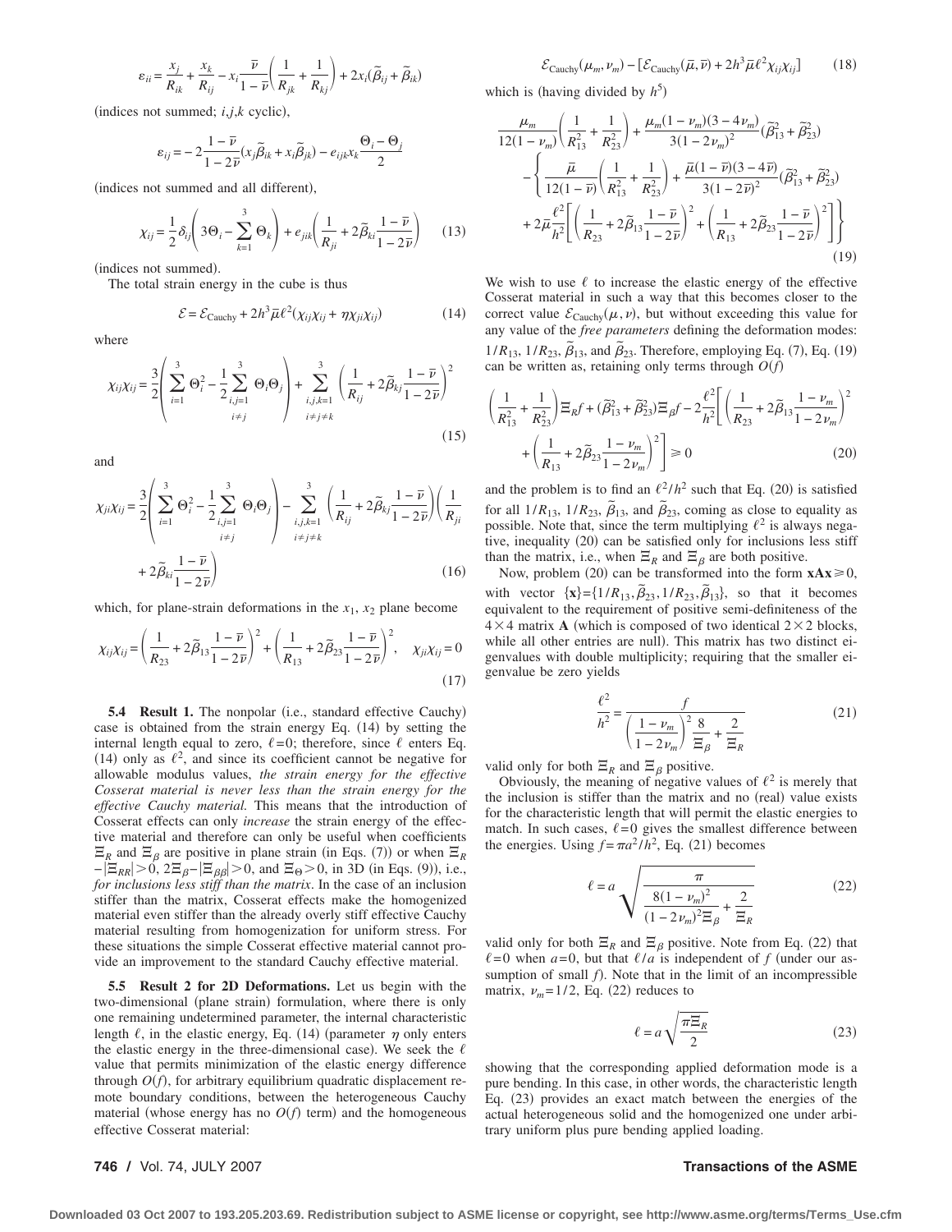$$\varepsilon_{ii} = \frac{x_j}{R_{ik}} + \frac{x_k}{R_{ij}} - x_i \frac{\bar{\nu}}{1-\bar{\nu}}\left(\frac{1}{R_{jk}} + \frac{1}{R_{kj}}\right) + 2x_i(\tilde{\beta}_{ij} + \tilde{\beta}_{ik})$$

(indices not summed; $i,j,k$ cyclic),

$$\varepsilon_{ij} = -2\frac{1-\bar{\nu}}{1-2\bar{\nu}}(x_j\tilde{\beta}_{ik} + x_i\tilde{\beta}_{jk}) - e_{ijk}x_k\frac{\Theta_i - \Theta_j}{2}$$

(indices not summed and all different),

$$\chi_{ij} = \frac{1}{2}\delta_{ij}\left(3\Theta_i - \sum_{k=1}^{3}\Theta_k\right) + e_{jik}\left(\frac{1}{R_{ji}} + 2\tilde{\beta}_{ki}\frac{1-\bar{\nu}}{1-2\bar{\nu}}\right) \tag{13}$$

(indices not summed).

The total strain energy in the cube is thus

$$\mathcal{E} = \mathcal{E}_{\text{Cauchy}} + 2h^3\bar{\mu}\ell^2(\chi_{ij}\chi_{ij} + \eta\chi_{ji}\chi_{ij}) \tag{14}$$

where

$$\chi_{ij}\chi_{ij} = \frac{3}{2}\left(\sum_{i=1}^{3}\Theta_i^2 - \frac{1}{2}\sum_{\substack{i,j=1\\ i\neq j}}^{3}\Theta_i\Theta_j\right) + \sum_{\substack{i,j,k=1\\ i\neq j\neq k}}^{3}\left(\frac{1}{R_{ij}} + 2\tilde{\beta}_{kj}\frac{1-\bar{\nu}}{1-2\bar{\nu}}\right)^2 \tag{15}$$

and

$$\chi_{ji}\chi_{ij} = \frac{3}{2}\left(\sum_{i=1}^{3}\Theta_i^2 - \frac{1}{2}\sum_{\substack{i,j=1\\ i\neq j}}^{3}\Theta_i\Theta_j\right) - \sum_{\substack{i,j,k=1\\ i\neq j\neq k}}^{3}\left(\frac{1}{R_{ij}} + 2\tilde{\beta}_{kj}\frac{1-\bar{\nu}}{1-2\bar{\nu}}\right)\left(\frac{1}{R_{ji}} + 2\tilde{\beta}_{ki}\frac{1-\bar{\nu}}{1-2\bar{\nu}}\right) \tag{16}$$

which, for plane-strain deformations in the $x_1$, $x_2$ plane become

$$\chi_{ij}\chi_{ij} = \left(\frac{1}{R_{23}} + 2\tilde{\beta}_{13}\frac{1-\bar{\nu}}{1-2\bar{\nu}}\right)^2 + \left(\frac{1}{R_{13}} + 2\tilde{\beta}_{23}\frac{1-\bar{\nu}}{1-2\bar{\nu}}\right)^2, \quad \chi_{ji}\chi_{ij} = 0 \tag{17}$$

**5.4 Result 1.** The nonpolar (i.e., standard effective Cauchy) case is obtained from the strain energy Eq. (14) by setting the internal length equal to zero, $\ell=0$; therefore, since $\ell$ enters Eq. (14) only as $\ell^2$, and since its coefficient cannot be negative for allowable modulus values, *the strain energy for the effective Cosserat material is never less than the strain energy for the effective Cauchy material.* This means that the introduction of Cosserat effects can only *increase* the strain energy of the effective material and therefore can only be useful when coefficients $\Xi_R$ and $\Xi_\beta$ are positive in plane strain (in Eqs. (7)) or when $\Xi_R - |\Xi_{RR}| > 0$, $2\Xi_\beta - |\Xi_{\beta\beta}| > 0$, and $\Xi_\Theta > 0$, in 3D (in Eqs. (9)), i.e., *for inclusions less stiff than the matrix*. In the case of an inclusion stiffer than the matrix, Cosserat effects make the homogenized material even stiffer than the already overly stiff effective Cauchy material resulting from homogenization for uniform stress. For these situations the simple Cosserat effective material cannot provide an improvement to the standard Cauchy effective material.

**5.5 Result 2 for 2D Deformations.** Let us begin with the two-dimensional (plane strain) formulation, where there is only one remaining undetermined parameter, the internal characteristic length $\ell$, in the elastic energy, Eq. (14) (parameter $\eta$ only enters the elastic energy in the three-dimensional case). We seek the $\ell$ value that permits minimization of the elastic energy difference through $O(f)$, for arbitrary equilibrium quadratic displacement remote boundary conditions, between the heterogeneous Cauchy material (whose energy has no $O(f)$ term) and the homogeneous effective Cosserat material:

$$\mathcal{E}_{\text{Cauchy}}(\mu_m, \nu_m) - [\mathcal{E}_{\text{Cauchy}}(\bar{\mu}, \bar{\nu}) + 2h^3\bar{\mu}\ell^2\chi_{ij}\chi_{ij}] \tag{18}$$

which is (having divided by $h^5$)

$$\begin{aligned}
&\frac{\mu_m}{12(1-\nu_m)}\left(\frac{1}{R_{13}^2} + \frac{1}{R_{23}^2}\right) + \frac{\mu_m(1-\nu_m)(3-4\nu_m)}{3(1-2\nu_m)^2}(\tilde{\beta}_{13}^2 + \tilde{\beta}_{23}^2) \\
&- \left\{\frac{\bar{\mu}}{12(1-\bar{\nu})}\left(\frac{1}{R_{13}^2} + \frac{1}{R_{23}^2}\right) + \frac{\bar{\mu}(1-\bar{\nu})(3-4\bar{\nu})}{3(1-2\bar{\nu})^2}(\tilde{\beta}_{13}^2 + \tilde{\beta}_{23}^2)\right. \\
&\left. + 2\bar{\mu}\frac{\ell^2}{h^2}\left[\left(\frac{1}{R_{23}} + 2\tilde{\beta}_{13}\frac{1-\bar{\nu}}{1-2\bar{\nu}}\right)^2 + \left(\frac{1}{R_{13}} + 2\tilde{\beta}_{23}\frac{1-\bar{\nu}}{1-2\bar{\nu}}\right)^2\right]\right\}
\end{aligned} \tag{19}$$

We wish to use $\ell$ to increase the elastic energy of the effective Cosserat material in such a way that this becomes closer to the correct value $\mathcal{E}_{\text{Cauchy}}(\mu, \nu)$, but without exceeding this value for any value of the *free parameters* defining the deformation modes: $1/R_{13}$, $1/R_{23}$, $\tilde{\beta}_{13}$, and $\tilde{\beta}_{23}$. Therefore, employing Eq. (7), Eq. (19) can be written as, retaining only terms through $O(f)$

$$\left(\frac{1}{R_{13}^2} + \frac{1}{R_{23}^2}\right)\Xi_R f + (\tilde{\beta}_{13}^2 + \tilde{\beta}_{23}^2)\Xi_\beta f - 2\frac{\ell^2}{h^2}\left[\left(\frac{1}{R_{23}} + 2\tilde{\beta}_{13}\frac{1-\nu_m}{1-2\nu_m}\right)^2 + \left(\frac{1}{R_{13}} + 2\tilde{\beta}_{23}\frac{1-\nu_m}{1-2\nu_m}\right)^2\right] \geq 0 \tag{20}$$

and the problem is to find an $\ell^2/h^2$ such that Eq. (20) is satisfied for all $1/R_{13}$, $1/R_{23}$, $\tilde{\beta}_{13}$, and $\tilde{\beta}_{23}$, coming as close to equality as possible. Note that, since the term multiplying $\ell^2$ is always negative, inequality (20) can be satisfied only for inclusions less stiff than the matrix, i.e., when $\Xi_R$ and $\Xi_\beta$ are both positive.

Now, problem (20) can be transformed into the form $\mathbf{xAx} \geq 0$, with vector $\{\mathbf{x}\} = \{1/R_{13}, \tilde{\beta}_{23}, 1/R_{23}, \tilde{\beta}_{13}\}$, so that it becomes equivalent to the requirement of positive semi-definiteness of the $4\times4$ matrix $\mathbf{A}$ (which is composed of two identical $2\times2$ blocks, while all other entries are null). This matrix has two distinct eigenvalues with double multiplicity; requiring that the smaller eigenvalue be zero yields

$$\frac{\ell^2}{h^2} = \frac{f}{\left(\dfrac{1-\nu_m}{1-2\nu_m}\right)^2\dfrac{8}{\Xi_\beta} + \dfrac{2}{\Xi_R}} \tag{21}$$

valid only for both $\Xi_R$ and $\Xi_\beta$ positive.

Obviously, the meaning of negative values of $\ell^2$ is merely that the inclusion is stiffer than the matrix and no (real) value exists for the characteristic length that will permit the elastic energies to match. In such cases, $\ell=0$ gives the smallest difference between the energies. Using $f=\pi a^2/h^2$, Eq. (21) becomes

$$\ell = a\sqrt{\frac{\pi}{\dfrac{8(1-\nu_m)^2}{(1-2\nu_m)^2\Xi_\beta} + \dfrac{2}{\Xi_R}}} \tag{22}$$

valid only for both $\Xi_R$ and $\Xi_\beta$ positive. Note from Eq. (22) that $\ell=0$ when $a=0$, but that $\ell/a$ is independent of $f$ (under our assumption of small $f$). Note that in the limit of an incompressible matrix, $\nu_m=1/2$, Eq. (22) reduces to

$$\ell = a\sqrt{\frac{\pi\Xi_R}{2}} \tag{23}$$

showing that the corresponding applied deformation mode is a pure bending. In this case, in other words, the characteristic length Eq. (23) provides an exact match between the energies of the actual heterogeneous solid and the homogenized one under arbitrary uniform plus pure bending applied loading.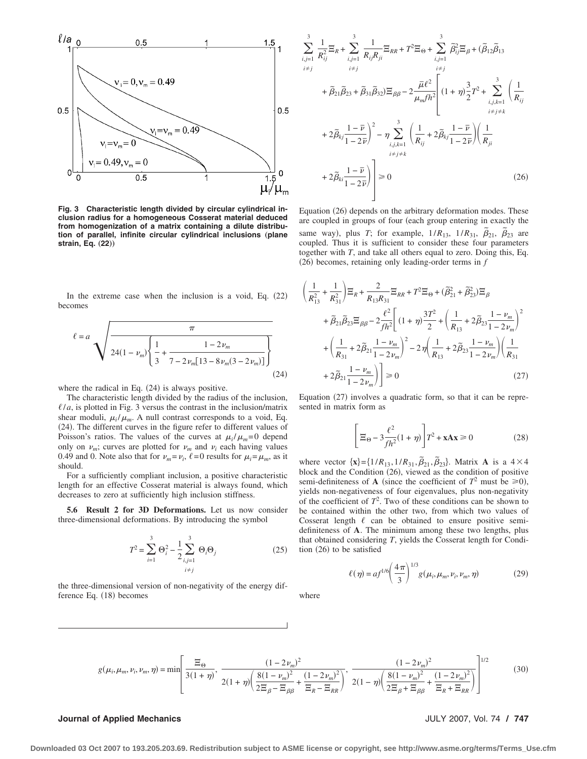$\ell/a$

0 0.5 1 1.5

1 1

$\nu_i = 0, \nu_m = 0.49$

0.5 0.5

$\nu_i = \nu_m = 0.49$

$\nu_i = \nu_m = 0$

$\nu_i = 0.49, \nu_m = 0$

0 0

0 0.5 1 1.5

$\mu_i/\mu_m$

**Fig. 3 Characteristic length divided by circular cylindrical inclusion radius for a homogeneous Cosserat material deduced from homogenization of a matrix containing a dilute distribution of parallel, infinite circular cylindrical inclusions (plane strain, Eq. (22))**

In the extreme case when the inclusion is a void, Eq. (22) becomes

$$
\ell = a\sqrt{\frac{\pi}{24(1-\nu_m)\left\{\dfrac{1}{3} + \dfrac{1-2\nu_m}{7-2\nu_m[13-8\nu_m(3-2\nu_m)]}\right\}}} \tag{24}
$$

where the radical in Eq. (24) is always positive.

The characteristic length divided by the radius of the inclusion, $\ell/a$, is plotted in Fig. 3 versus the contrast in the inclusion/matrix shear moduli, $\mu_i/\mu_m$. A null contrast corresponds to a void, Eq. (24). The different curves in the figure refer to different values of Poisson's ratios. The values of the curves at $\mu_i/\mu_m = 0$ depend only on $\nu_m$; curves are plotted for $\nu_m$ and $\nu_i$ each having values 0.49 and 0. Note also that for $\nu_m = \nu_i$, $\ell = 0$ results for $\mu_i = \mu_m$, as it should.

For a sufficiently compliant inclusion, a positive characteristic length for an effective Cosserat material is always found, which decreases to zero at sufficiently high inclusion stiffness.

**5.6 Result 2 for 3D Deformations.** Let us now consider three-dimensional deformations. By introducing the symbol

$$
T^2 = \sum_{i=1}^{3}\Theta_i^2 - \frac{1}{2}\sum_{\substack{i,j=1\\ i\neq j}}^{3}\Theta_i\Theta_j \tag{25}
$$

the three-dimensional version of non-negativity of the energy difference Eq. (18) becomes

$$
\begin{aligned}
&\sum_{\substack{i,j=1\\ i\neq j}}^{3}\frac{1}{R_{ij}^2}\Xi_R + \sum_{\substack{i,j=1\\ i\neq j}}^{3}\frac{1}{R_{ij}R_{ji}}\Xi_{RR} + T^2\Xi_\Theta + \sum_{\substack{i,j=1\\ i\neq j}}^{3}\tilde{\beta}_{ij}^2\Xi_\beta + (\tilde{\beta}_{12}\tilde{\beta}_{13} \\
&\quad + \tilde{\beta}_{21}\tilde{\beta}_{23} + \tilde{\beta}_{31}\tilde{\beta}_{32})\Xi_{\beta\beta} - 2\frac{\bar{\mu}\ell^2}{\mu_m f h^2}\Bigg[(1+\eta)\frac{3}{2}T^2 + \sum_{\substack{i,j,k=1\\ i\neq j\neq k}}^{3}\left(\frac{1}{R_{ij}}\right. \\
&\quad \left. + 2\tilde{\beta}_{kj}\frac{1-\bar{\nu}}{1-2\bar{\nu}}\right)^2 - \eta\sum_{\substack{i,j,k=1\\ i\neq j\neq k}}^{3}\left(\frac{1}{R_{ij}} + 2\tilde{\beta}_{kj}\frac{1-\bar{\nu}}{1-2\bar{\nu}}\right)\left(\frac{1}{R_{ji}}\right. \\
&\quad \left. + 2\tilde{\beta}_{ki}\frac{1-\bar{\nu}}{1-2\bar{\nu}}\right)\Bigg] \geq 0
\end{aligned} \tag{26}
$$

Equation (26) depends on the arbitrary deformation modes. These are coupled in groups of four (each group entering in exactly the same way), plus $T$; for example, $1/R_{13}$, $1/R_{31}$, $\tilde{\beta}_{21}$, $\tilde{\beta}_{23}$ are coupled. Thus it is sufficient to consider these four parameters together with $T$, and take all others equal to zero. Doing this, Eq. (26) becomes, retaining only leading-order terms in $f$

$$
\begin{aligned}
&\left(\frac{1}{R_{13}^2} + \frac{1}{R_{31}^2}\right)\Xi_R + \frac{2}{R_{13}R_{31}}\Xi_{RR} + T^2\Xi_\Theta + (\tilde{\beta}_{21}^2 + \tilde{\beta}_{23}^2)\Xi_\beta \\
&\quad + \tilde{\beta}_{21}\tilde{\beta}_{23}\Xi_{\beta\beta} - 2\frac{\ell^2}{fh^2}\Bigg[(1+\eta)\frac{3T^2}{2} + \left(\frac{1}{R_{13}} + 2\tilde{\beta}_{23}\frac{1-\nu_m}{1-2\nu_m}\right)^2 \\
&\quad + \left(\frac{1}{R_{31}} + 2\tilde{\beta}_{21}\frac{1-\nu_m}{1-2\nu_m}\right)^2 - 2\eta\left(\frac{1}{R_{13}} + 2\tilde{\beta}_{23}\frac{1-\nu_m}{1-2\nu_m}\right)\left(\frac{1}{R_{31}}\right. \\
&\quad \left. + 2\tilde{\beta}_{21}\frac{1-\nu_m}{1-2\nu_m}\right)\Bigg] \geq 0
\end{aligned} \tag{27}
$$

Equation (27) involves a quadratic form, so that it can be represented in matrix form as

$$
\left[\Xi_\Theta - 3\frac{\ell^2}{fh^2}(1+\eta)\right]T^2 + \mathbf{xAx} \geq 0 \tag{28}
$$

where vector $\{\mathbf{x}\} = \{1/R_{13}, 1/R_{31}, \tilde{\beta}_{21}, \tilde{\beta}_{23}\}$. Matrix $\mathbf{A}$ is a $4\times 4$ block and the Condition (26), viewed as the condition of positive semi-definiteness of $\mathbf{A}$ (since the coefficient of $T^2$ must be $\geq 0$), yields non-negativeness of four eigenvalues, plus non-negativity of the coefficient of $T^2$. Two of these conditions can be shown to be contained within the other two, from which two values of Cosserat length $\ell$ can be obtained to ensure positive semi-definiteness of $\mathbf{A}$. The minimum among these two lengths, plus that obtained considering $T$, yields the Cosserat length for Condition (26) to be satisfied

$$
\ell(\eta) = af^{1/6}\left(\frac{4\pi}{3}\right)^{1/3} g(\mu_i, \mu_m, \nu_i, \nu_m, \eta) \tag{29}
$$

where

$$
g(\mu_i,\mu_m,\nu_i,\nu_m,\eta) = \min\left[\frac{\Xi_\Theta}{3(1+\eta)},\ \frac{(1-2\nu_m)^2}{2(1+\eta)\left(\dfrac{8(1-\nu_m)^2}{2\Xi_\beta - \Xi_{\beta\beta}} + \dfrac{(1-2\nu_m)^2}{\Xi_R - \Xi_{RR}}\right)},\ \frac{(1-2\nu_m)^2}{2(1-\eta)\left(\dfrac{8(1-\nu_m)^2}{2\Xi_\beta + \Xi_{\beta\beta}} + \dfrac{(1-2\nu_m)^2}{\Xi_R + \Xi_{RR}}\right)}\right]^{1/2} \tag{30}
$$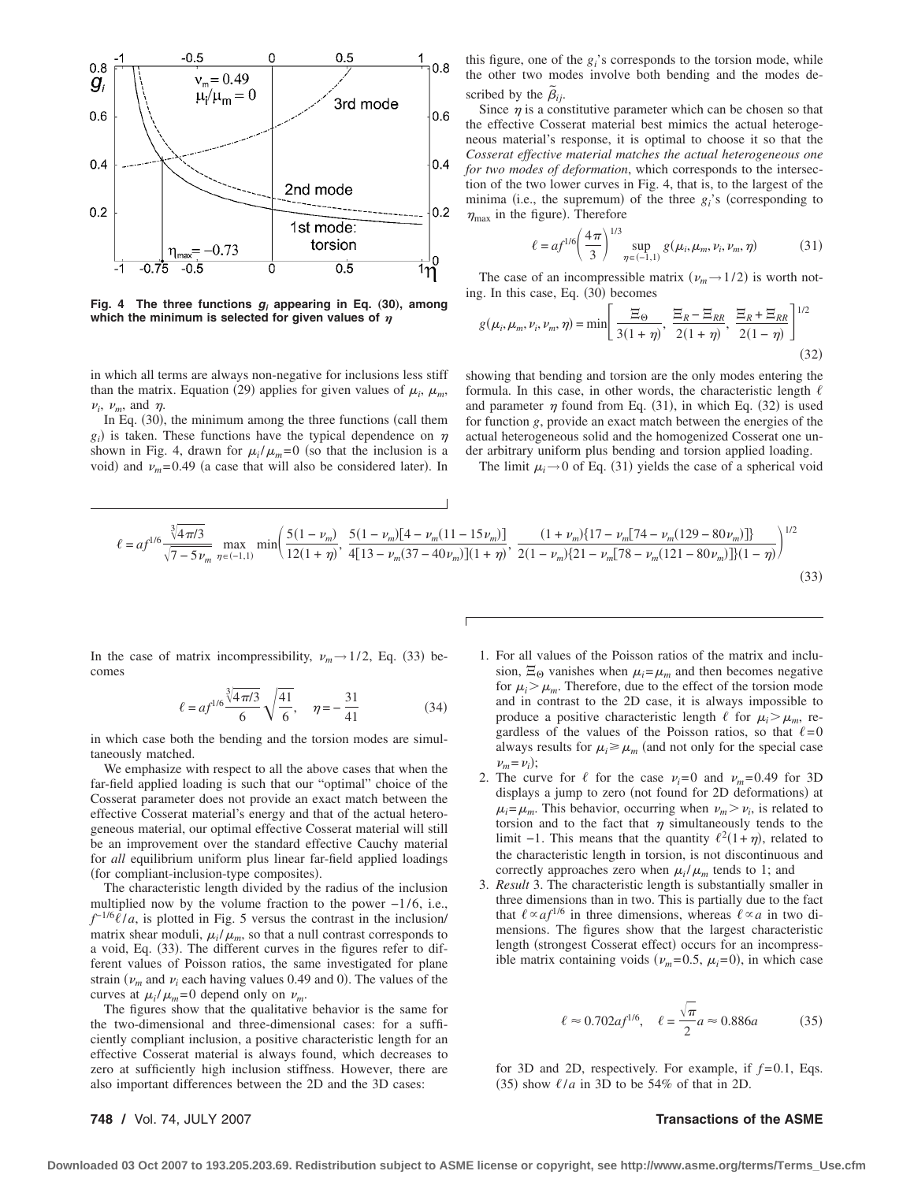0.8
$g_i$
-1 -0.5 0 0.5 1
$\nu_m = 0.49$
$\mu_i/\mu_m = 0$
3rd mode
2nd mode
1st mode: torsion
$\eta_{max} = -0.73$
-1 -0.75 -0.5 0 0.5 1 $\eta$
0.8 0.6 0.4 0.2 0

**Fig. 4 The three functions $g_i$ appearing in Eq. (30), among which the minimum is selected for given values of $\eta$**

in which all terms are always non-negative for inclusions less stiff than the matrix. Equation (29) applies for given values of $\mu_i$, $\mu_m$, $\nu_i$, $\nu_m$, and $\eta$.

In Eq. (30), the minimum among the three functions (call them $g_i$) is taken. These functions have the typical dependence on $\eta$ shown in Fig. 4, drawn for $\mu_i/\mu_m=0$ (so that the inclusion is a void) and $\nu_m=0.49$ (a case that will also be considered later). In this figure, one of the $g_i$'s corresponds to the torsion mode, while the other two modes involve both bending and the modes described by the $\tilde{\beta}_{ij}$.

Since $\eta$ is a constitutive parameter which can be chosen so that the effective Cosserat material best mimics the actual heterogeneous material's response, it is optimal to choose it so that the *Cosserat effective material matches the actual heterogeneous one for two modes of deformation*, which corresponds to the intersection of the two lower curves in Fig. 4, that is, to the largest of the minima (i.e., the supremum) of the three $g_i$'s (corresponding to $\eta_{\max}$ in the figure). Therefore

$$\ell = af^{1/6}\left(\frac{4\pi}{3}\right)^{1/3} \sup_{\eta\in(-1,1)} g(\mu_i,\mu_m,\nu_i,\nu_m,\eta) \tag{31}$$

The case of an incompressible matrix ($\nu_m \to 1/2$) is worth noting. In this case, Eq. (30) becomes

$$g(\mu_i,\mu_m,\nu_i,\nu_m,\eta) = \min\left[\frac{\Xi_\Theta}{3(1+\eta)}, \frac{\Xi_R - \Xi_{RR}}{2(1+\eta)}, \frac{\Xi_R + \Xi_{RR}}{2(1-\eta)}\right]^{1/2} \tag{32}$$

showing that bending and torsion are the only modes entering the formula. In this case, in other words, the characteristic length $\ell$ and parameter $\eta$ found from Eq. (31), in which Eq. (32) is used for function $g$, provide an exact match between the energies of the actual heterogeneous solid and the homogenized Cosserat one under arbitrary uniform plus bending and torsion applied loading.

The limit $\mu_i \to 0$ of Eq. (31) yields the case of a spherical void

$$\ell = af^{1/6}\frac{\sqrt[3]{4\pi/3}}{\sqrt{7-5\nu_m}} \max_{\eta\in(-1,1)} \min\left(\frac{5(1-\nu_m)}{12(1+\eta)}, \frac{5(1-\nu_m)[4-\nu_m(11-15\nu_m)]}{4[13-\nu_m(37-40\nu_m)](1+\eta)}, \frac{(1+\nu_m)\{17-\nu_m[74-\nu_m(129-80\nu_m)]\}}{2(1-\nu_m)\{21-\nu_m[78-\nu_m(121-80\nu_m)]\}(1-\eta)}\right)^{1/2} \tag{33}$$

In the case of matrix incompressibility, $\nu_m \to 1/2$, Eq. (33) becomes

$$\ell = af^{1/6}\frac{\sqrt[3]{4\pi/3}}{6}\sqrt{\frac{41}{6}}, \quad \eta = -\frac{31}{41} \tag{34}$$

in which case both the bending and the torsion modes are simultaneously matched.

We emphasize with respect to all the above cases that when the far-field applied loading is such that our "optimal" choice of the Cosserat parameter does not provide an exact match between the effective Cosserat material's energy and that of the actual heterogeneous material, our optimal effective Cosserat material will still be an improvement over the standard effective Cauchy material for *all* equilibrium uniform plus linear far-field applied loadings (for compliant-inclusion-type composites).

The characteristic length divided by the radius of the inclusion multiplied now by the volume fraction to the power $-1/6$, i.e., $f^{-1/6}\ell/a$, is plotted in Fig. 5 versus the contrast in the inclusion/matrix shear moduli, $\mu_i/\mu_m$, so that a null contrast corresponds to a void, Eq. (33). The different curves in the figures refer to different values of Poisson ratios, the same investigated for plane strain ($\nu_m$ and $\nu_i$ each having values 0.49 and 0). The values of the curves at $\mu_i/\mu_m=0$ depend only on $\nu_m$.

The figures show that the qualitative behavior is the same for the two-dimensional and three-dimensional cases: for a sufficiently compliant inclusion, a positive characteristic length for an effective Cosserat material is always found, which decreases to zero at sufficiently high inclusion stiffness. However, there are also important differences between the 2D and the 3D cases:

1. For all values of the Poisson ratios of the matrix and inclusion, $\Xi_\Theta$ vanishes when $\mu_i=\mu_m$ and then becomes negative for $\mu_i>\mu_m$. Therefore, due to the effect of the torsion mode and in contrast to the 2D case, it is always impossible to produce a positive characteristic length $\ell$ for $\mu_i>\mu_m$, regardless of the values of the Poisson ratios, so that $\ell=0$ always results for $\mu_i \geq \mu_m$ (and not only for the special case $\nu_m=\nu_i$);
2. The curve for $\ell$ for the case $\nu_i=0$ and $\nu_m=0.49$ for 3D displays a jump to zero (not found for 2D deformations) at $\mu_i=\mu_m$. This behavior, occurring when $\nu_m>\nu_i$, is related to torsion and to the fact that $\eta$ simultaneously tends to the limit $-1$. This means that the quantity $\ell^2(1+\eta)$, related to the characteristic length in torsion, is not discontinuous and correctly approaches zero when $\mu_i/\mu_m$ tends to 1; and
3. *Result* 3. The characteristic length is substantially smaller in three dimensions than in two. This is partially due to the fact that $\ell \propto af^{1/6}$ in three dimensions, whereas $\ell \propto a$ in two dimensions. The figures show that the largest characteristic length (strongest Cosserat effect) occurs for an incompressible matrix containing voids ($\nu_m=0.5$, $\mu_i=0$), in which case

$$\ell \approx 0.702af^{1/6}, \quad \ell = \frac{\sqrt{\pi}}{2}a \approx 0.886a \tag{35}$$

for 3D and 2D, respectively. For example, if $f=0.1$, Eqs. (35) show $\ell/a$ in 3D to be 54% of that in 2D.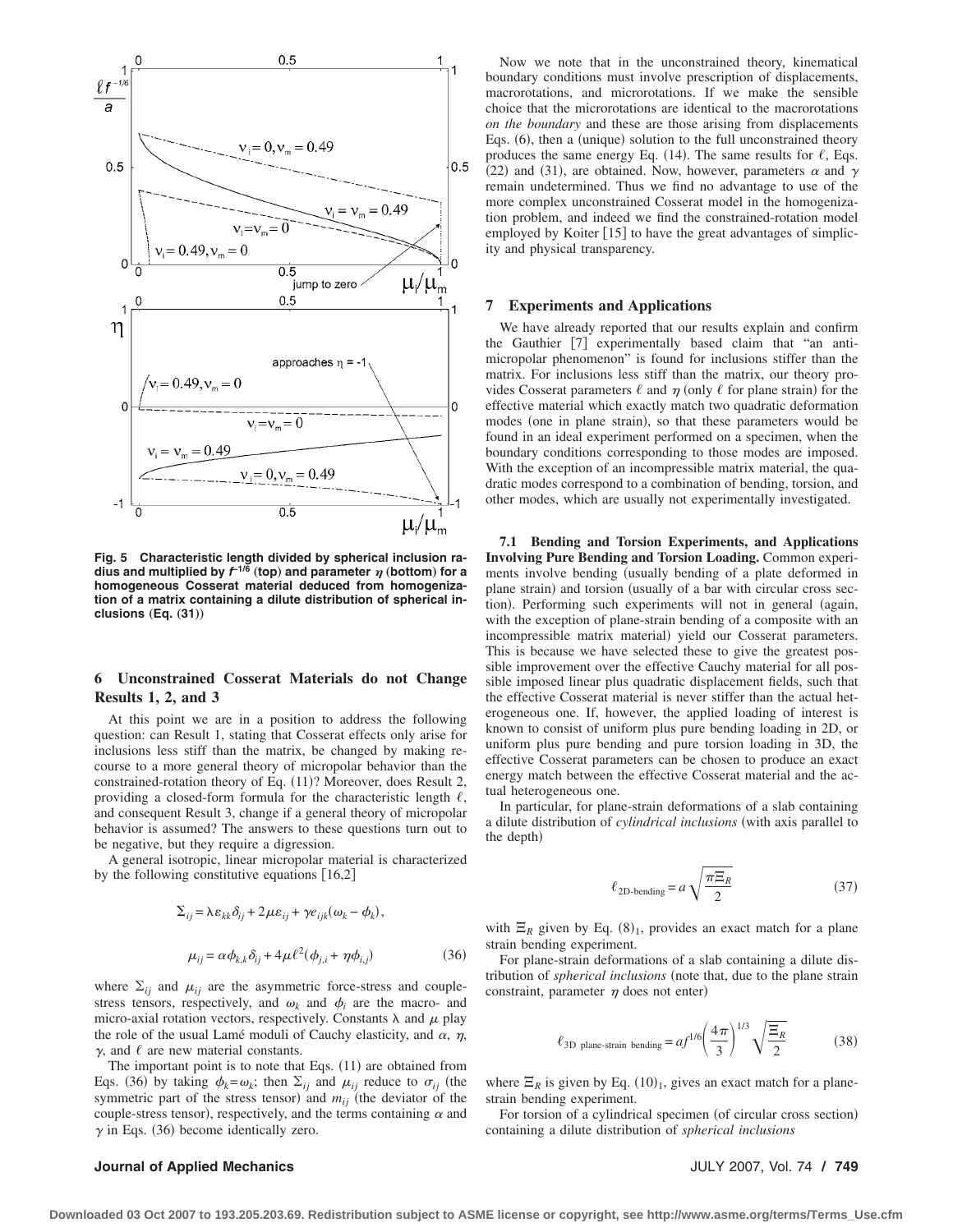0
0.5
1
1
1
$\frac{\ell f^{-1/6}}{a}$
$\nu_i = 0, \nu_m = 0.49$
0.5
0.5
$\nu_i = \nu_m = 0.49$
$\nu_i = \nu_m = 0$
$\nu_i = 0.49, \nu_m = 0$
0
0
0
0.5
1
jump to zero
$\mu_i/\mu_m$
0
0.5
1
1
1
$\eta$
approaches $\eta = -1$
$\nu_i = 0.49, \nu_m = 0$
0
0
$\nu_i = \nu_m = 0$
$\nu_i = \nu_m = 0.49$
$\nu_i = 0, \nu_m = 0.49$
-1
-1
0
0.5
1
$\mu_i/\mu_m$

**Fig. 5 Characteristic length divided by spherical inclusion radius and multiplied by $f^{-1/6}$ (top) and parameter $\eta$ (bottom) for a homogeneous Cosserat material deduced from homogenization of a matrix containing a dilute distribution of spherical inclusions (Eq. (31))**

## 6 Unconstrained Cosserat Materials do not Change Results 1, 2, and 3

At this point we are in a position to address the following question: can Result 1, stating that Cosserat effects only arise for inclusions less stiff than the matrix, be changed by making recourse to a more general theory of micropolar behavior than the constrained-rotation theory of Eq. (11)? Moreover, does Result 2, providing a closed-form formula for the characteristic length $\ell$, and consequent Result 3, change if a general theory of micropolar behavior is assumed? The answers to these questions turn out to be negative, but they require a digression.

A general isotropic, linear micropolar material is characterized by the following constitutive equations [16,2]

$$\Sigma_{ij} = \lambda \varepsilon_{kk}\delta_{ij} + 2\mu\varepsilon_{ij} + \gamma e_{ijk}(\omega_k - \phi_k),$$

$$\mu_{ij} = \alpha \phi_{k,k}\delta_{ij} + 4\mu\ell^2(\phi_{j,i} + \eta\phi_{i,j}) \tag{36}$$

where $\Sigma_{ij}$ and $\mu_{ij}$ are the asymmetric force-stress and couple-stress tensors, respectively, and $\omega_k$ and $\phi_i$ are the macro- and micro-axial rotation vectors, respectively. Constants $\lambda$ and $\mu$ play the role of the usual Lamé moduli of Cauchy elasticity, and $\alpha$, $\eta$, $\gamma$, and $\ell$ are new material constants.

The important point is to note that Eqs. (11) are obtained from Eqs. (36) by taking $\phi_k = \omega_k$; then $\Sigma_{ij}$ and $\mu_{ij}$ reduce to $\sigma_{ij}$ (the symmetric part of the stress tensor) and $m_{ij}$ (the deviator of the couple-stress tensor), respectively, and the terms containing $\alpha$ and $\gamma$ in Eqs. (36) become identically zero.

Now we note that in the unconstrained theory, kinematical boundary conditions must involve prescription of displacements, macrorotations, and microrotations. If we make the sensible choice that the microrotations are identical to the macrorotations *on the boundary* and these are those arising from displacements Eqs. (6), then a (unique) solution to the full unconstrained theory produces the same energy Eq. (14). The same results for $\ell$, Eqs. (22) and (31), are obtained. Now, however, parameters $\alpha$ and $\gamma$ remain undetermined. Thus we find no advantage to use of the more complex unconstrained Cosserat model in the homogenization problem, and indeed we find the constrained-rotation model employed by Koiter [15] to have the great advantages of simplicity and physical transparency.

## 7 Experiments and Applications

We have already reported that our results explain and confirm the Gauthier [7] experimentally based claim that "an anti-micropolar phenomenon" is found for inclusions stiffer than the matrix. For inclusions less stiff than the matrix, our theory provides Cosserat parameters $\ell$ and $\eta$ (only $\ell$ for plane strain) for the effective material which exactly match two quadratic deformation modes (one in plane strain), so that these parameters would be found in an ideal experiment performed on a specimen, when the boundary conditions corresponding to those modes are imposed. With the exception of an incompressible matrix material, the quadratic modes correspond to a combination of bending, torsion, and other modes, which are usually not experimentally investigated.

**7.1 Bending and Torsion Experiments, and Applications Involving Pure Bending and Torsion Loading.** Common experiments involve bending (usually bending of a plate deformed in plane strain) and torsion (usually of a bar with circular cross section). Performing such experiments will not in general (again, with the exception of plane-strain bending of a composite with an incompressible matrix material) yield our Cosserat parameters. This is because we have selected these to give the greatest possible improvement over the effective Cauchy material for all possible imposed linear plus quadratic displacement fields, such that the effective Cosserat material is never stiffer than the actual heterogeneous one. If, however, the applied loading of interest is known to consist of uniform plus pure bending loading in 2D, or uniform plus pure bending and pure torsion loading in 3D, the effective Cosserat parameters can be chosen to produce an exact energy match between the effective Cosserat material and the actual heterogeneous one.

In particular, for plane-strain deformations of a slab containing a dilute distribution of *cylindrical inclusions* (with axis parallel to the depth)

$$\ell_{\text{2D-bending}} = a\sqrt{\frac{\pi \Xi_R}{2}} \tag{37}$$

with $\Xi_R$ given by Eq. $(8)_1$, provides an exact match for a plane strain bending experiment.

For plane-strain deformations of a slab containing a dilute distribution of *spherical inclusions* (note that, due to the plane strain constraint, parameter $\eta$ does not enter)

$$\ell_{\text{3D plane-strain bending}} = af^{1/6}\left(\frac{4\pi}{3}\right)^{1/3}\sqrt{\frac{\Xi_R}{2}} \tag{38}$$

where $\Xi_R$ is given by Eq. $(10)_1$, gives an exact match for a plane-strain bending experiment.

For torsion of a cylindrical specimen (of circular cross section) containing a dilute distribution of *spherical inclusions*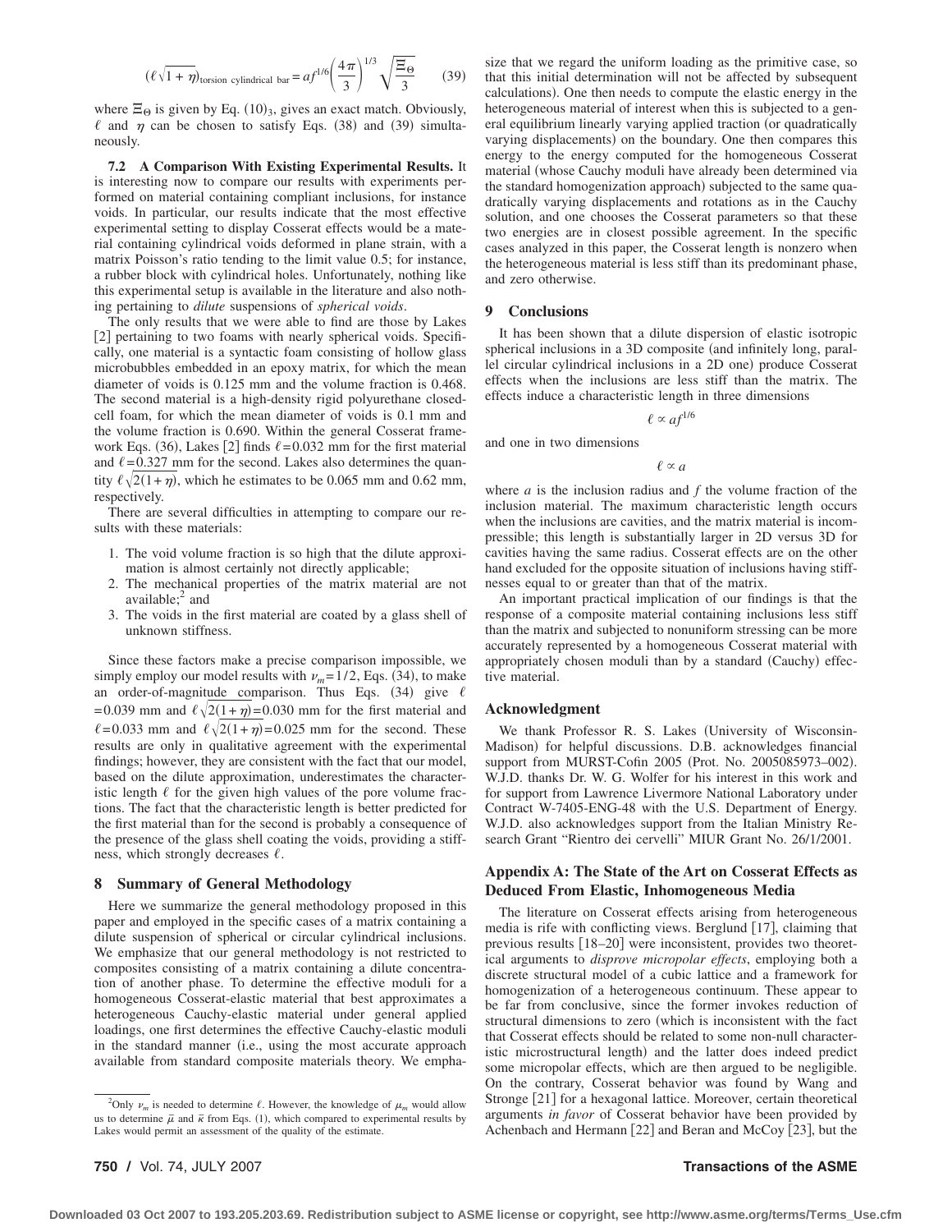$$(\ell\sqrt{1+\eta})_{\text{torsion cylindrical bar}} = af^{1/6}\left(\frac{4\pi}{3}\right)^{1/3}\sqrt{\frac{\Xi_\Theta}{3}} \qquad (39)$$

where $\Xi_\Theta$ is given by Eq. $(10)_3$, gives an exact match. Obviously, $\ell$ and $\eta$ can be chosen to satisfy Eqs. (38) and (39) simultaneously.

**7.2 A Comparison With Existing Experimental Results.** It is interesting now to compare our results with experiments performed on material containing compliant inclusions, for instance voids. In particular, our results indicate that the most effective experimental setting to display Cosserat effects would be a material containing cylindrical voids deformed in plane strain, with a matrix Poisson's ratio tending to the limit value 0.5; for instance, a rubber block with cylindrical holes. Unfortunately, nothing like this experimental setup is available in the literature and also nothing pertaining to *dilute* suspensions of *spherical voids*.

The only results that we were able to find are those by Lakes [2] pertaining to two foams with nearly spherical voids. Specifically, one material is a syntactic foam consisting of hollow glass microbubbles embedded in an epoxy matrix, for which the mean diameter of voids is 0.125 mm and the volume fraction is 0.468. The second material is a high-density rigid polyurethane closed-cell foam, for which the mean diameter of voids is 0.1 mm and the volume fraction is 0.690. Within the general Cosserat framework Eqs. (36), Lakes [2] finds $\ell=0.032$ mm for the first material and $\ell=0.327$ mm for the second. Lakes also determines the quantity $\ell\sqrt{2(1+\eta)}$, which he estimates to be 0.065 mm and 0.62 mm, respectively.

There are several difficulties in attempting to compare our results with these materials:

1. The void volume fraction is so high that the dilute approximation is almost certainly not directly applicable;
2. The mechanical properties of the matrix material are not available;[2] and
3. The voids in the first material are coated by a glass shell of unknown stiffness.

Since these factors make a precise comparison impossible, we simply employ our model results with $\nu_m=1/2$, Eqs. (34), to make an order-of-magnitude comparison. Thus Eqs. (34) give $\ell=0.039$ mm and $\ell\sqrt{2(1+\eta)}=0.030$ mm for the first material and $\ell=0.033$ mm and $\ell\sqrt{2(1+\eta)}=0.025$ mm for the second. These results are only in qualitative agreement with the experimental findings; however, they are consistent with the fact that our model, based on the dilute approximation, underestimates the characteristic length $\ell$ for the given high values of the pore volume fractions. The fact that the characteristic length is better predicted for the first material than for the second is probably a consequence of the presence of the glass shell coating the voids, providing a stiffness, which strongly decreases $\ell$.

## 8 Summary of General Methodology

Here we summarize the general methodology proposed in this paper and employed in the specific cases of a matrix containing a dilute suspension of spherical or circular cylindrical inclusions. We emphasize that our general methodology is not restricted to composites consisting of a matrix containing a dilute concentration of another phase. To determine the effective moduli for a homogeneous Cosserat-elastic material that best approximates a heterogeneous Cauchy-elastic material under general applied loadings, one first determines the effective Cauchy-elastic moduli in the standard manner (i.e., using the most accurate approach available from standard composite materials theory. We emphasize that we regard the uniform loading as the primitive case, so that this initial determination will not be affected by subsequent calculations). One then needs to compute the elastic energy in the heterogeneous material of interest when this is subjected to a general equilibrium linearly varying applied traction (or quadratically varying displacements) on the boundary. One then compares this energy to the energy computed for the homogeneous Cosserat material (whose Cauchy moduli have already been determined via the standard homogenization approach) subjected to the same quadratically varying displacements and rotations as in the Cauchy solution, and one chooses the Cosserat parameters so that these two energies are in closest possible agreement. In the specific cases analyzed in this paper, the Cosserat length is nonzero when the heterogeneous material is less stiff than its predominant phase, and zero otherwise.

## 9 Conclusions

It has been shown that a dilute dispersion of elastic isotropic spherical inclusions in a 3D composite (and infinitely long, parallel circular cylindrical inclusions in a 2D one) produce Cosserat effects when the inclusions are less stiff than the matrix. The effects induce a characteristic length in three dimensions

$$\ell \propto af^{1/6}$$

and one in two dimensions

$$\ell \propto a$$

where $a$ is the inclusion radius and $f$ the volume fraction of the inclusion material. The maximum characteristic length occurs when the inclusions are cavities, and the matrix material is incompressible; this length is substantially larger in 2D versus 3D for cavities having the same radius. Cosserat effects are on the other hand excluded for the opposite situation of inclusions having stiffnesses equal to or greater than that of the matrix.

An important practical implication of our findings is that the response of a composite material containing inclusions less stiff than the matrix and subjected to nonuniform stressing can be more accurately represented by a homogeneous Cosserat material with appropriately chosen moduli than by a standard (Cauchy) effective material.

## Acknowledgment

We thank Professor R. S. Lakes (University of Wisconsin-Madison) for helpful discussions. D.B. acknowledges financial support from MURST-Cofin 2005 (Prot. No. 2005085973–002). W.J.D. thanks Dr. W. G. Wolfer for his interest in this work and for support from Lawrence Livermore National Laboratory under Contract W-7405-ENG-48 with the U.S. Department of Energy. W.J.D. also acknowledges support from the Italian Ministry Research Grant "Rientro dei cervelli" MIUR Grant No. 26/1/2001.

## Appendix A: The State of the Art on Cosserat Effects as Deduced From Elastic, Inhomogeneous Media

The literature on Cosserat effects arising from heterogeneous media is rife with conflicting views. Berglund [17], claiming that previous results [18–20] were inconsistent, provides two theoretical arguments to *disprove micropolar effects*, employing both a discrete structural model of a cubic lattice and a framework for homogenization of a heterogeneous continuum. These appear to be far from conclusive, since the former invokes reduction of structural dimensions to zero (which is inconsistent with the fact that Cosserat effects should be related to some non-null characteristic microstructural length) and the latter does indeed predict some micropolar effects, which are then argued to be negligible. On the contrary, Cosserat behavior was found by Wang and Stronge [21] for a hexagonal lattice. Moreover, certain theoretical arguments *in favor* of Cosserat behavior have been provided by Achenbach and Hermann [22] and Beran and McCoy [23], but the

[2] Only $\nu_m$ is needed to determine $\ell$. However, the knowledge of $\mu_m$ would allow us to determine $\bar{\mu}$ and $\bar{\kappa}$ from Eqs. (1), which compared to experimental results by Lakes would permit an assessment of the quality of the estimate.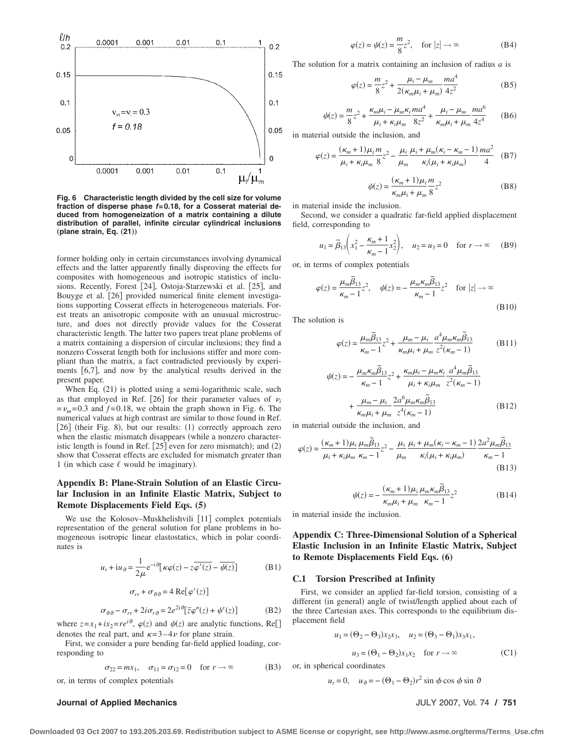ℓ/h

0.0001 0.001 0.01 0.1 1

0.2 0.2

0.15 0.15

0.1 0.1

0.05 0.05

0 0

0.0001 0.001 0.01 0.1 1

$\nu_m = \nu_i = 0.3$

$f = 0.18$

$\mu_i/\mu_m$

**Fig. 6 Characteristic length divided by the cell size for volume fraction of disperse phase $f$=0.18, for a Cosserat material deduced from homogeneization of a matrix containing a dilute distribution of parallel, infinite circular cylindrical inclusions (plane strain, Eq. (21))**

former holding only in certain circumstances involving dynamical effects and the latter apparently finally disproving the effects for composites with homogeneous and isotropic statistics of inclusions. Recently, Forest [24], Ostoja-Starzewski et al. [25], and Bouyge et al. [26] provided numerical finite element investigations supporting Cosserat effects in heterogeneous materials. Forest treats an anisotropic composite with an unusual microstructure, and does not directly provide values for the Cosserat characteristic length. The latter two papers treat plane problems of a matrix containing a dispersion of circular inclusions; they find a nonzero Cosserat length both for inclusions stiffer and more compliant than the matrix, a fact contradicted previously by experiments [6,7], and now by the analytical results derived in the present paper.

When Eq. (21) is plotted using a semi-logarithmic scale, such as that employed in Ref. [26] for their parameter values of $\nu_i = \nu_m = 0.3$ and $f = 0.18$, we obtain the graph shown in Fig. 6. The numerical values at high contrast are similar to those found in Ref. [26] (their Fig. 8), but our results: (1) correctly approach zero when the elastic mismatch disappears (while a nonzero characteristic length is found in Ref. [25] even for zero mismatch); and (2) show that Cosserat effects are excluded for mismatch greater than 1 (in which case $\ell$ would be imaginary).

## Appendix B: Plane-Strain Solution of an Elastic Circular Inclusion in an Infinite Elastic Matrix, Subject to Remote Displacements Field Eqs. (5)

We use the Kolosov–Muskhelishvili [11] complex potentials representation of the general solution for plane problems in homogeneous isotropic linear elastostatics, which in polar coordinates is

$$u_r + iu_\vartheta = \frac{1}{2\mu} e^{-i\vartheta}[\kappa\varphi(z) - z\overline{\varphi'(z)} - \overline{\psi(z)}] \tag{B1}$$

$$\sigma_{rr} + \sigma_{\vartheta\vartheta} = 4\,\mathrm{Re}[\varphi'(z)]$$

$$\sigma_{\vartheta\vartheta} - \sigma_{rr} + 2i\sigma_{r\vartheta} = 2e^{2i\vartheta}[\bar{z}\varphi''(z) + \psi'(z)] \tag{B2}$$

where $z = x_1 + ix_2 = re^{i\vartheta}$, $\varphi(z)$ and $\psi(z)$ are analytic functions, Re[] denotes the real part, and $\kappa = 3 - 4\nu$ for plane strain.

First, we consider a pure bending far-field applied loading, corresponding to

$$\sigma_{22} = mx_1, \quad \sigma_{11} = \sigma_{12} = 0 \quad \text{for } r \to \infty \tag{B3}$$

or, in terms of complex potentials

$$\varphi(z) = \psi(z) = \frac{m}{8}z^2, \quad \text{for } |z| \to \infty \tag{B4}$$

The solution for a matrix containing an inclusion of radius $a$ is

$$\varphi(z) = \frac{m}{8}z^2 + \frac{\mu_i - \mu_m}{2(\kappa_m\mu_i + \mu_m)}\frac{ma^4}{4z^2} \tag{B5}$$

$$\psi(z) = \frac{m}{8}z^2 + \frac{\kappa_m\mu_i - \mu_m\kappa_i}{\mu_i + \kappa_i\mu_m}\frac{ma^4}{8z^2} + \frac{\mu_i - \mu_m}{\kappa_m\mu_i + \mu_m}\frac{ma^6}{4z^4} \tag{B6}$$

in material outside the inclusion, and

$$\varphi(z) = \frac{(\kappa_m + 1)\mu_i}{\mu_i + \kappa_i\mu_m}\frac{m}{8}z^2 - \frac{\mu_i}{\mu_m}\frac{\mu_i + \mu_m(\kappa_i - \kappa_m - 1)}{\kappa_i(\mu_i + \kappa_i\mu_m)}\frac{ma^2}{4} \tag{B7}$$

$$\psi(z) = \frac{(\kappa_m + 1)\mu_i}{\kappa_m\mu_i + \mu_m}\frac{m}{8}z^2 \tag{B8}$$

in material inside the inclusion.

Second, we consider a quadratic far-field applied displacement field, corresponding to

$$u_1 = \tilde{\beta}_{13}\left(x_1^2 - \frac{\kappa_m + 1}{\kappa_m - 1}x_2^2\right), \quad u_2 = u_3 = 0 \quad \text{for } r \to \infty \tag{B9}$$

or, in terms of complex potentials

$$\varphi(z) = \frac{\mu_m\tilde{\beta}_{13}}{\kappa_m - 1}z^2, \quad \psi(z) = -\frac{\mu_m\kappa_m\tilde{\beta}_{13}}{\kappa_m - 1}z^2 \quad \text{for } |z| \to \infty \tag{B10}$$

The solution is

$$\varphi(z) = \frac{\mu_m\tilde{\beta}_{13}}{\kappa_m - 1}z^2 + \frac{\mu_m - \mu_i}{\kappa_m\mu_i + \mu_m}\frac{a^4\mu_m\kappa_m\tilde{\beta}_{13}}{z^2(\kappa_m - 1)} \tag{B11}$$

$$\psi(z) = -\frac{\mu_m\kappa_m\tilde{\beta}_{13}}{\kappa_m - 1}z^2 + \frac{\kappa_m\mu_i - \mu_m\kappa_i}{\mu_i + \kappa_i\mu_m}\frac{a^4\mu_m\tilde{\beta}_{13}}{z^2(\kappa_m - 1)} + \frac{\mu_m - \mu_i}{\kappa_m\mu_i + \mu_m}\frac{2a^6\mu_m\kappa_m\tilde{\beta}_{13}}{z^4(\kappa_m - 1)} \tag{B12}$$

in material outside the inclusion, and

$$\varphi(z) = \frac{(\kappa_m + 1)\mu_i}{\mu_i + \kappa_i\mu_m}\frac{\mu_m\tilde{\beta}_{13}}{\kappa_m - 1}z^2 - \frac{\mu_i}{\mu_m}\frac{\mu_i + \mu_m(\kappa_i - \kappa_m - 1)}{\kappa_i(\mu_i + \kappa_i\mu_m)}\frac{2a^2\mu_m\tilde{\beta}_{13}}{\kappa_m - 1} \tag{B13}$$

$$\psi(z) = -\frac{(\kappa_m + 1)\mu_i}{\kappa_m\mu_i + \mu_m}\frac{\mu_m\kappa_m\tilde{\beta}_{13}}{\kappa_m - 1}z^2 \tag{B14}$$

in material inside the inclusion.

## Appendix C: Three-Dimensional Solution of a Spherical Elastic Inclusion in an Infinite Elastic Matrix, Subject to Remote Displacements Field Eqs. (6)

### C.1 Torsion Prescribed at Infinity

First, we consider an applied far-field torsion, consisting of a different (in general) angle of twist/length applied about each of the three Cartesian axes. This corresponds to the equilibrium displacement field

$$u_1 = (\Theta_2 - \Theta_3)x_2x_3, \quad u_2 = (\Theta_3 - \Theta_1)x_3x_1,$$

$$u_3 = (\Theta_1 - \Theta_2)x_1x_2 \quad \text{for } r \to \infty \tag{C1}$$

or, in spherical coordinates

$$u_r = 0, \quad u_\vartheta = -(\Theta_1 - \Theta_2)r^2\sin\phi\cos\phi\sin\vartheta$$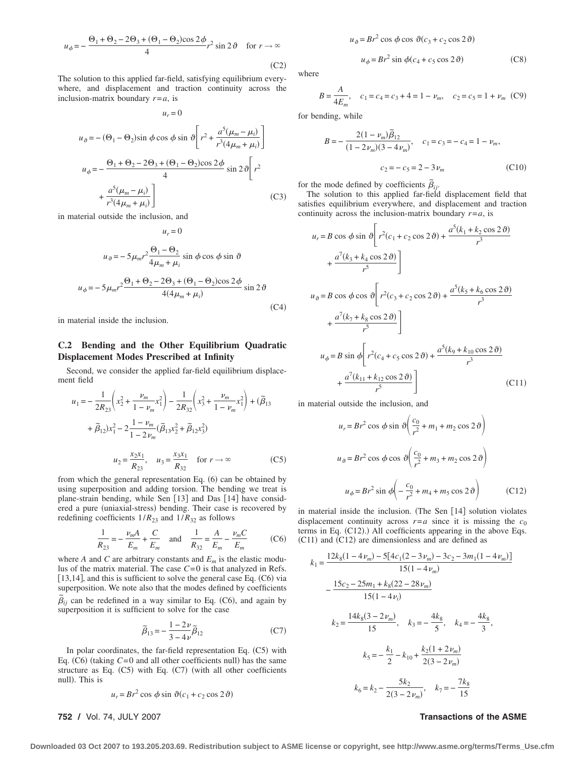$$u_\phi = -\frac{\Theta_1 + \Theta_2 - 2\Theta_3 + (\Theta_1 - \Theta_2)\cos 2\phi}{4} r^2 \sin 2\vartheta \quad \text{for } r \to \infty \tag{C2}$$

The solution to this applied far-field, satisfying equilibrium everywhere, and displacement and traction continuity across the inclusion-matrix boundary $r=a$, is

$$u_r = 0$$

$$u_\vartheta = -(\Theta_1 - \Theta_2)\sin\phi\cos\phi\sin\vartheta\left[r^2 + \frac{a^5(\mu_m - \mu_i)}{r^3(4\mu_m + \mu_i)}\right]$$

$$u_\phi = -\frac{\Theta_1 + \Theta_2 - 2\Theta_3 + (\Theta_1 - \Theta_2)\cos 2\phi}{4}\sin 2\vartheta\left[r^2 + \frac{a^5(\mu_m - \mu_i)}{r^3(4\mu_m + \mu_i)}\right] \tag{C3}$$

in material outside the inclusion, and

$$u_r = 0$$

$$u_\vartheta = -5\mu_m r^2 \frac{\Theta_1 - \Theta_2}{4\mu_m + \mu_i}\sin\phi\cos\phi\sin\vartheta$$

$$u_\phi = -5\mu_m r^2 \frac{\Theta_1 + \Theta_2 - 2\Theta_3 + (\Theta_1 - \Theta_2)\cos 2\phi}{4(4\mu_m + \mu_i)}\sin 2\vartheta \tag{C4}$$

in material inside the inclusion.

### C.2 Bending and the Other Equilibrium Quadratic Displacement Modes Prescribed at Infinity

Second, we consider the applied far-field equilibrium displacement field

$$u_1 = -\frac{1}{2R_{23}}\left(x_2^2 + \frac{\nu_m}{1-\nu_m}x_1^2\right) - \frac{1}{2R_{32}}\left(x_3^2 + \frac{\nu_m}{1-\nu_m}x_1^2\right) + (\tilde{\beta}_{13} + \tilde{\beta}_{12})x_1^2 - 2\frac{1-\nu_m}{1-2\nu_m}(\tilde{\beta}_{13}x_2^2 + \tilde{\beta}_{12}x_3^2)$$

$$u_2 = \frac{x_2 x_1}{R_{23}}, \quad u_3 = \frac{x_3 x_1}{R_{32}} \quad \text{for } r \to \infty \tag{C5}$$

from which the general representation Eq. (6) can be obtained by using superposition and adding torsion. The bending we treat is plane-strain bending, while Sen [13] and Das [14] have considered a pure (uniaxial-stress) bending. Their case is recovered by redefining coefficients $1/R_{23}$ and $1/R_{32}$ as follows

$$\frac{1}{R_{23}} = -\frac{\nu_m A}{E_m} + \frac{C}{E_m} \quad \text{and} \quad \frac{1}{R_{32}} = \frac{A}{E_m} - \frac{\nu_m C}{E_m} \tag{C6}$$

where $A$ and $C$ are arbitrary constants and $E_m$ is the elastic modulus of the matrix material. The case $C=0$ is that analyzed in Refs. [13,14], and this is sufficient to solve the general case Eq. (C6) via superposition. We note also that the modes defined by coefficients $\tilde{\beta}_{ij}$ can be redefined in a way similar to Eq. (C6), and again by superposition it is sufficient to solve for the case

$$\tilde{\beta}_{13} = -\frac{1-2\nu}{3-4\nu}\tilde{\beta}_{12} \tag{C7}$$

In polar coordinates, the far-field representation Eq. (C5) with Eq. (C6) (taking $C=0$ and all other coefficients null) has the same structure as Eq. (C5) with Eq. (C7) (with all other coefficients null). This is

$$u_r = Br^2\cos\phi\sin\vartheta(c_1 + c_2\cos 2\vartheta)$$

$$u_\vartheta = Br^2\cos\phi\cos\vartheta(c_3 + c_2\cos 2\vartheta)$$

$$u_\phi = Br^2\sin\phi(c_4 + c_5\cos 2\vartheta) \tag{C8}$$

where

$$B = \frac{A}{4E_m}, \quad c_1 = c_4 = c_3 + 4 = 1 - \nu_m, \quad c_2 = c_5 = 1 + \nu_m \tag{C9}$$

for bending, while

$$B = -\frac{2(1-\nu_m)\tilde{\beta}_{12}}{(1-2\nu_m)(3-4\nu_m)}, \quad c_1 = c_3 = -c_4 = 1 - \nu_m,$$

$$c_2 = -c_5 = 2 - 3\nu_m \tag{C10}$$

for the mode defined by coefficients $\tilde{\beta}_{ij}$.

The solution to this applied far-field displacement field that satisfies equilibrium everywhere, and displacement and traction continuity across the inclusion-matrix boundary $r=a$, is

$$u_r = B\cos\phi\sin\vartheta\left[r^2(c_1 + c_2\cos 2\vartheta) + \frac{a^5(k_1 + k_2\cos 2\vartheta)}{r^3} + \frac{a^7(k_3 + k_4\cos 2\vartheta)}{r^5}\right]$$

$$u_\vartheta = B\cos\phi\cos\vartheta\left[r^2(c_3 + c_2\cos 2\vartheta) + \frac{a^5(k_5 + k_6\cos 2\vartheta)}{r^3} + \frac{a^7(k_7 + k_8\cos 2\vartheta)}{r^5}\right]$$

$$u_\phi = B\sin\phi\left[r^2(c_4 + c_5\cos 2\vartheta) + \frac{a^5(k_9 + k_{10}\cos 2\vartheta)}{r^3} + \frac{a^7(k_{11} + k_{12}\cos 2\vartheta)}{r^5}\right] \tag{C11}$$

in material outside the inclusion, and

$$u_r = Br^2\cos\phi\sin\vartheta\left(\frac{c_0}{r^2} + m_1 + m_2\cos 2\vartheta\right)$$

$$u_\vartheta = Br^2\cos\phi\cos\vartheta\left(\frac{c_0}{r^2} + m_3 + m_2\cos 2\vartheta\right)$$

$$u_\phi = Br^2\sin\phi\left(-\frac{c_0}{r^2} + m_4 + m_5\cos 2\vartheta\right) \tag{C12}$$

in material inside the inclusion. (The Sen [14] solution violates displacement continuity across $r=a$ since it is missing the $c_0$ terms in Eq. (C12).) All coefficients appearing in the above Eqs. (C11) and (C12) are dimensionless and are defined as

$$k_1 = \frac{12k_8(1-4\nu_m) - 5[4c_1(2-3\nu_m) - 3c_2 - 3m_1(1-4\nu_m)]}{15(1-4\nu_m)} - \frac{15c_2 - 25m_1 + k_8(22-28\nu_m)}{15(1-4\nu_i)}$$

$$k_2 = \frac{14k_8(3-2\nu_m)}{15}, \quad k_3 = -\frac{4k_8}{5}, \quad k_4 = -\frac{4k_8}{3},$$

$$k_5 = -\frac{k_1}{2} - k_{10} + \frac{k_2(1+2\nu_m)}{2(3-2\nu_m)}$$

$$k_6 = k_2 - \frac{5k_2}{2(3-2\nu_m)}, \quad k_7 = -\frac{7k_8}{15}$$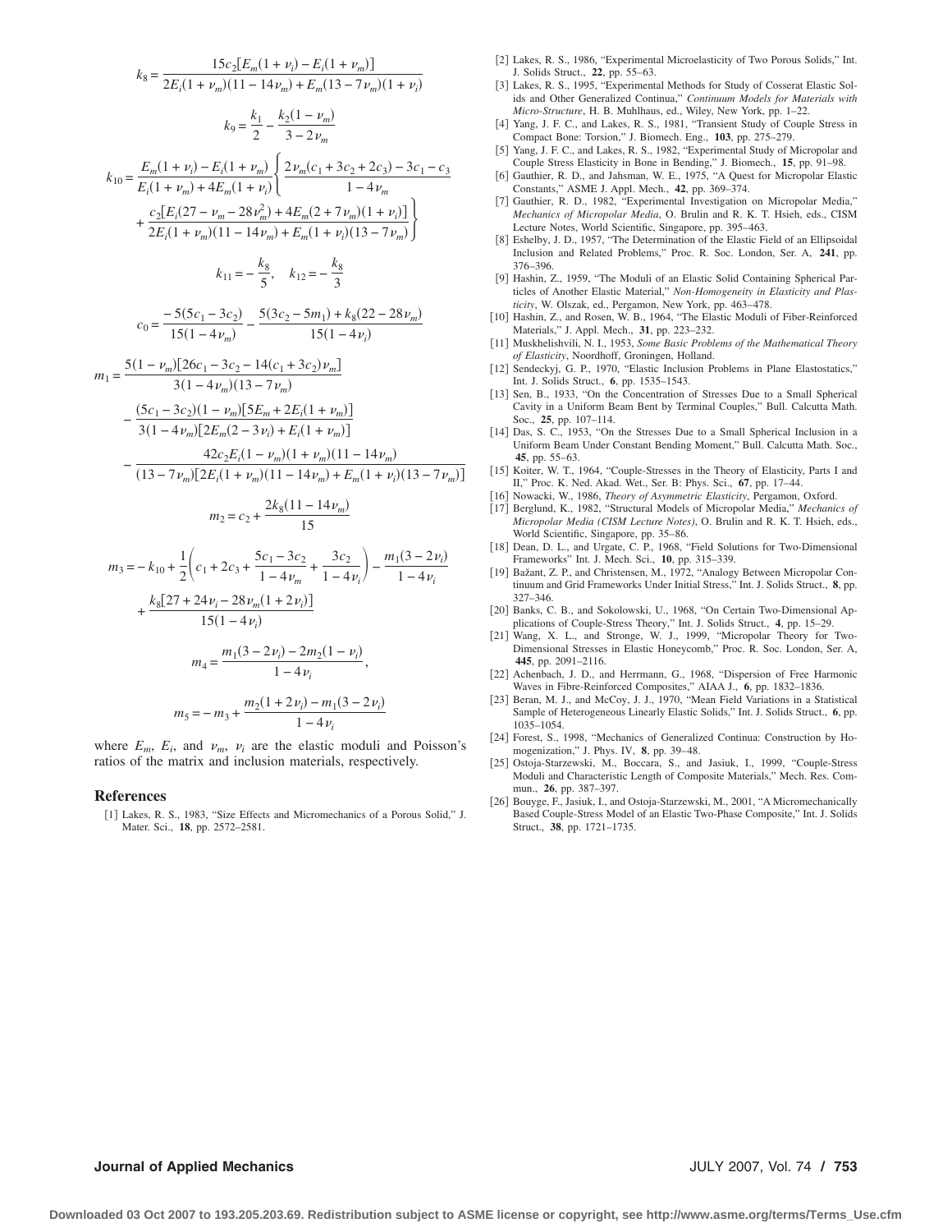$$k_8 = \frac{15c_2[E_m(1+\nu_i) - E_i(1+\nu_m)]}{2E_i(1+\nu_m)(11-14\nu_m) + E_m(13-7\nu_m)(1+\nu_i)}$$

$$k_9 = \frac{k_1}{2} - \frac{k_2(1-\nu_m)}{3-2\nu_m}$$

$$k_{10} = \frac{E_m(1+\nu_i) - E_i(1+\nu_m)}{E_i(1+\nu_m) + 4E_m(1+\nu_i)} \left\{ \frac{2\nu_m(c_1+3c_2+2c_3) - 3c_1 - c_3}{1-4\nu_m} + \frac{c_2[E_i(27-\nu_m-28\nu_m^2) + 4E_m(2+7\nu_m)(1+\nu_i)]}{2E_i(1+\nu_m)(11-14\nu_m) + E_m(1+\nu_i)(13-7\nu_m)} \right\}$$

$$k_{11} = -\frac{k_8}{5}, \quad k_{12} = -\frac{k_8}{3}$$

$$c_0 = \frac{-5(5c_1-3c_2)}{15(1-4\nu_m)} - \frac{5(3c_2-5m_1) + k_8(22-28\nu_m)}{15(1-4\nu_i)}$$

$$m_1 = \frac{5(1-\nu_m)[26c_1-3c_2-14(c_1+3c_2)\nu_m]}{3(1-4\nu_m)(13-7\nu_m)} - \frac{(5c_1-3c_2)(1-\nu_m)[5E_m+2E_i(1+\nu_m)]}{3(1-4\nu_m)[2E_m(2-3\nu_i)+E_i(1+\nu_m)]} - \frac{42c_2E_i(1-\nu_m)(1+\nu_m)(11-14\nu_m)}{(13-7\nu_m)[2E_i(1+\nu_m)(11-14\nu_m)+E_m(1+\nu_i)(13-7\nu_m)]}$$

$$m_2 = c_2 + \frac{2k_8(11-14\nu_m)}{15}$$

$$m_3 = -k_{10} + \frac{1}{2}\left(c_1 + 2c_3 + \frac{5c_1-3c_2}{1-4\nu_m} + \frac{3c_2}{1-4\nu_i}\right) - \frac{m_1(3-2\nu_i)}{1-4\nu_i} + \frac{k_8[27+24\nu_i-28\nu_m(1+2\nu_i)]}{15(1-4\nu_i)}$$

$$m_4 = \frac{m_1(3-2\nu_i) - 2m_2(1-\nu_i)}{1-4\nu_i},$$

$$m_5 = -m_3 + \frac{m_2(1+2\nu_i) - m_1(3-2\nu_i)}{1-4\nu_i}$$

where $E_m$, $E_i$, and $\nu_m$, $\nu_i$ are the elastic moduli and Poisson's ratios of the matrix and inclusion materials, respectively.

## References

[1] Lakes, R. S., 1983, "Size Effects and Micromechanics of a Porous Solid," J. Mater. Sci., **18**, pp. 2572–2581.

[2] Lakes, R. S., 1986, "Experimental Microelasticity of Two Porous Solids," Int. J. Solids Struct., **22**, pp. 55–63.

[3] Lakes, R. S., 1995, "Experimental Methods for Study of Cosserat Elastic Solids and Other Generalized Continua," *Continuum Models for Materials with Micro-Structure*, H. B. Muhlhaus, ed., Wiley, New York, pp. 1–22.

[4] Yang, J. F. C., and Lakes, R. S., 1981, "Transient Study of Couple Stress in Compact Bone: Torsion," J. Biomech. Eng., **103**, pp. 275–279.

[5] Yang, J. F. C., and Lakes, R. S., 1982, "Experimental Study of Micropolar and Couple Stress Elasticity in Bone in Bending," J. Biomech., **15**, pp. 91–98.

[6] Gauthier, R. D., and Jahsman, W. E., 1975, "A Quest for Micropolar Elastic Constants," ASME J. Appl. Mech., **42**, pp. 369–374.

[7] Gauthier, R. D., 1982, "Experimental Investigation on Micropolar Media," *Mechanics of Micropolar Media*, O. Brulin and R. K. T. Hsieh, eds., CISM Lecture Notes, World Scientific, Singapore, pp. 395–463.

[8] Eshelby, J. D., 1957, "The Determination of the Elastic Field of an Ellipsoidal Inclusion and Related Problems," Proc. R. Soc. London, Ser. A, **241**, pp. 376–396.

[9] Hashin, Z., 1959, "The Moduli of an Elastic Solid Containing Spherical Particles of Another Elastic Material," *Non-Homogeneity in Elasticity and Plasticity*, W. Olszak, ed., Pergamon, New York, pp. 463–478.

[10] Hashin, Z., and Rosen, W. B., 1964, "The Elastic Moduli of Fiber-Reinforced Materials," J. Appl. Mech., **31**, pp. 223–232.

[11] Muskhelishvili, N. I., 1953, *Some Basic Problems of the Mathematical Theory of Elasticity*, Noordhoff, Groningen, Holland.

[12] Sendeckyj, G. P., 1970, "Elastic Inclusion Problems in Plane Elastostatics," Int. J. Solids Struct., **6**, pp. 1535–1543.

[13] Sen, B., 1933, "On the Concentration of Stresses Due to a Small Spherical Cavity in a Uniform Beam Bent by Terminal Couples," Bull. Calcutta Math. Soc., **25**, pp. 107–114.

[14] Das, S. C., 1953, "On the Stresses Due to a Small Spherical Inclusion in a Uniform Beam Under Constant Bending Moment," Bull. Calcutta Math. Soc., **45**, pp. 55–63.

[15] Koiter, W. T., 1964, "Couple-Stresses in the Theory of Elasticity, Parts I and II," Proc. K. Ned. Akad. Wet., Ser. B: Phys. Sci., **67**, pp. 17–44.

[16] Nowacki, W., 1986, *Theory of Asymmetric Elasticity*, Pergamon, Oxford.

[17] Berglund, K., 1982, "Structural Models of Micropolar Media," *Mechanics of Micropolar Media (CISM Lecture Notes)*, O. Brulin and R. K. T. Hsieh, eds., World Scientific, Singapore, pp. 35–86.

[18] Dean, D. L., and Urgate, C. P., 1968, "Field Solutions for Two-Dimensional Frameworks" Int. J. Mech. Sci., **10**, pp. 315–339.

[19] Bažant, Z. P., and Christensen, M., 1972, "Analogy Between Micropolar Continuum and Grid Frameworks Under Initial Stress," Int. J. Solids Struct., **8**, pp. 327–346.

[20] Banks, C. B., and Sokolowski, U., 1968, "On Certain Two-Dimensional Applications of Couple-Stress Theory," Int. J. Solids Struct., **4**, pp. 15–29.

[21] Wang, X. L., and Stronge, W. J., 1999, "Micropolar Theory for Two-Dimensional Stresses in Elastic Honeycomb," Proc. R. Soc. London, Ser. A, **445**, pp. 2091–2116.

[22] Achenbach, J. D., and Herrmann, G., 1968, "Dispersion of Free Harmonic Waves in Fibre-Reinforced Composites," AIAA J., **6**, pp. 1832–1836.

[23] Beran, M. J., and McCoy, J. J., 1970, "Mean Field Variations in a Statistical Sample of Heterogeneous Linearly Elastic Solids," Int. J. Solids Struct., **6**, pp. 1035–1054.

[24] Forest, S., 1998, "Mechanics of Generalized Continua: Construction by Homogenization," J. Phys. IV, **8**, pp. 39–48.

[25] Ostoja-Starzewski, M., Boccara, S., and Jasiuk, I., 1999, "Couple-Stress Moduli and Characteristic Length of Composite Materials," Mech. Res. Commun., **26**, pp. 387–397.

[26] Bouyge, F., Jasiuk, I., and Ostoja-Starzewski, M., 2001, "A Micromechanically Based Couple-Stress Model of an Elastic Two-Phase Composite," Int. J. Solids Struct., **38**, pp. 1721–1735.